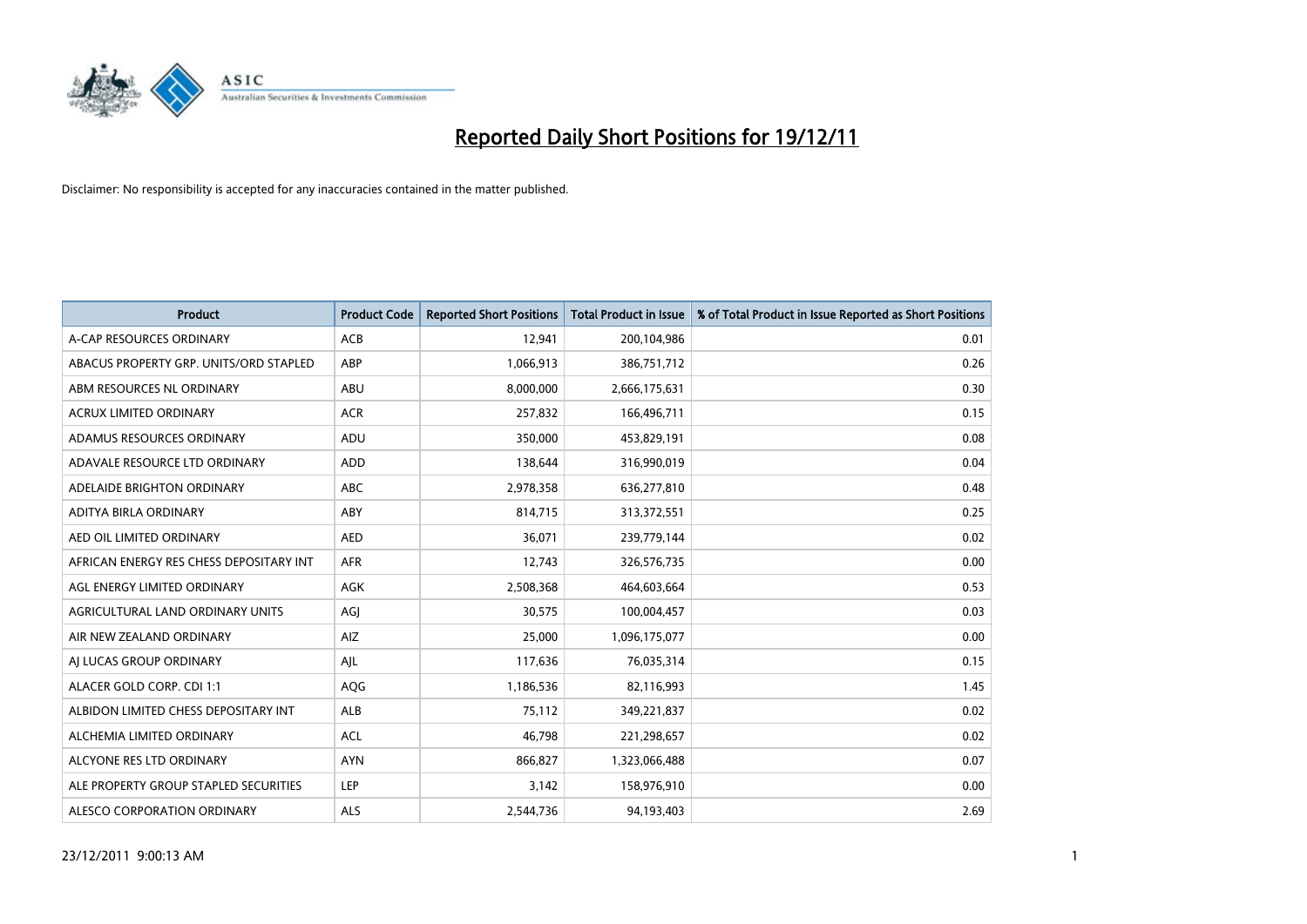# Reported Daily Short Positions for 19/12/11

Disclaimer: No responsibility is accepted for any inaccuracies contained in the matter published.

| Product | Product Code | Reported Short Positions | Total Product in Issue | % of Total Product in Issue Reported as Short Positions |
| --- | --- | --- | --- | --- |
| A-CAP RESOURCES ORDINARY | ACB | 12,941 | 200,104,986 | 0.01 |
| ABACUS PROPERTY GRP. UNITS/ORD STAPLED | ABP | 1,066,913 | 386,751,712 | 0.26 |
| ABM RESOURCES NL ORDINARY | ABU | 8,000,000 | 2,666,175,631 | 0.30 |
| ACRUX LIMITED ORDINARY | ACR | 257,832 | 166,496,711 | 0.15 |
| ADAMUS RESOURCES ORDINARY | ADU | 350,000 | 453,829,191 | 0.08 |
| ADAVALE RESOURCE LTD ORDINARY | ADD | 138,644 | 316,990,019 | 0.04 |
| ADELAIDE BRIGHTON ORDINARY | ABC | 2,978,358 | 636,277,810 | 0.48 |
| ADITYA BIRLA ORDINARY | ABY | 814,715 | 313,372,551 | 0.25 |
| AED OIL LIMITED ORDINARY | AED | 36,071 | 239,779,144 | 0.02 |
| AFRICAN ENERGY RES CHESS DEPOSITARY INT | AFR | 12,743 | 326,576,735 | 0.00 |
| AGL ENERGY LIMITED ORDINARY | AGK | 2,508,368 | 464,603,664 | 0.53 |
| AGRICULTURAL LAND ORDINARY UNITS | AGJ | 30,575 | 100,004,457 | 0.03 |
| AIR NEW ZEALAND ORDINARY | AIZ | 25,000 | 1,096,175,077 | 0.00 |
| AJ LUCAS GROUP ORDINARY | AJL | 117,636 | 76,035,314 | 0.15 |
| ALACER GOLD CORP. CDI 1:1 | AQG | 1,186,536 | 82,116,993 | 1.45 |
| ALBIDON LIMITED CHESS DEPOSITARY INT | ALB | 75,112 | 349,221,837 | 0.02 |
| ALCHEMIA LIMITED ORDINARY | ACL | 46,798 | 221,298,657 | 0.02 |
| ALCYONE RES LTD ORDINARY | AYN | 866,827 | 1,323,066,488 | 0.07 |
| ALE PROPERTY GROUP STAPLED SECURITIES | LEP | 3,142 | 158,976,910 | 0.00 |
| ALESCO CORPORATION ORDINARY | ALS | 2,544,736 | 94,193,403 | 2.69 |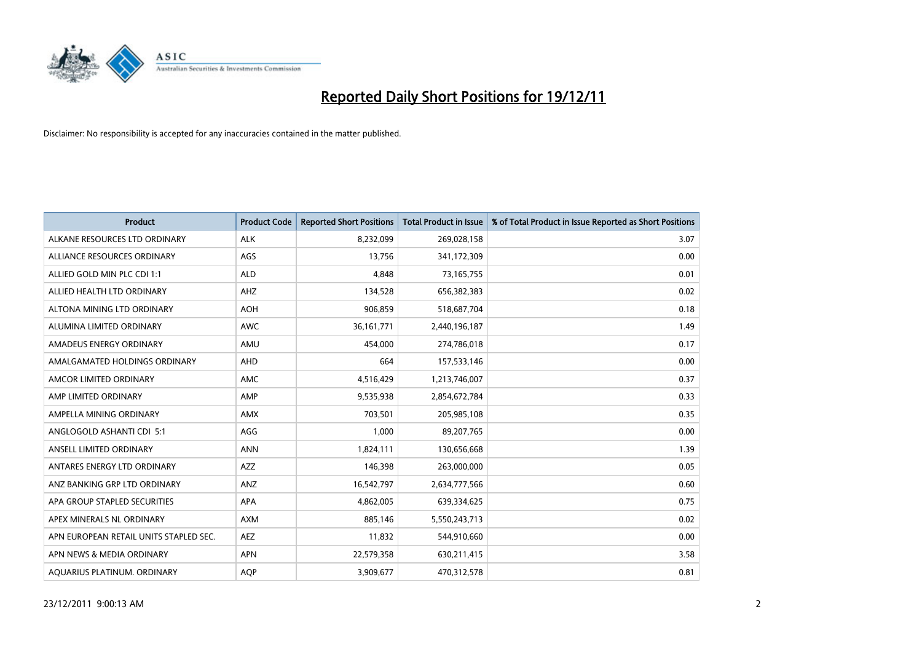# Reported Daily Short Positions for 19/12/11

Disclaimer: No responsibility is accepted for any inaccuracies contained in the matter published.

| Product | Product Code | Reported Short Positions | Total Product in Issue | % of Total Product in Issue Reported as Short Positions |
|---|---|---|---|---|
| ALKANE RESOURCES LTD ORDINARY | ALK | 8,232,099 | 269,028,158 | 3.07 |
| ALLIANCE RESOURCES ORDINARY | AGS | 13,756 | 341,172,309 | 0.00 |
| ALLIED GOLD MIN PLC CDI 1:1 | ALD | 4,848 | 73,165,755 | 0.01 |
| ALLIED HEALTH LTD ORDINARY | AHZ | 134,528 | 656,382,383 | 0.02 |
| ALTONA MINING LTD ORDINARY | AOH | 906,859 | 518,687,704 | 0.18 |
| ALUMINA LIMITED ORDINARY | AWC | 36,161,771 | 2,440,196,187 | 1.49 |
| AMADEUS ENERGY ORDINARY | AMU | 454,000 | 274,786,018 | 0.17 |
| AMALGAMATED HOLDINGS ORDINARY | AHD | 664 | 157,533,146 | 0.00 |
| AMCOR LIMITED ORDINARY | AMC | 4,516,429 | 1,213,746,007 | 0.37 |
| AMP LIMITED ORDINARY | AMP | 9,535,938 | 2,854,672,784 | 0.33 |
| AMPELLA MINING ORDINARY | AMX | 703,501 | 205,985,108 | 0.35 |
| ANGLOGOLD ASHANTI CDI 5:1 | AGG | 1,000 | 89,207,765 | 0.00 |
| ANSELL LIMITED ORDINARY | ANN | 1,824,111 | 130,656,668 | 1.39 |
| ANTARES ENERGY LTD ORDINARY | AZZ | 146,398 | 263,000,000 | 0.05 |
| ANZ BANKING GRP LTD ORDINARY | ANZ | 16,542,797 | 2,634,777,566 | 0.60 |
| APA GROUP STAPLED SECURITIES | APA | 4,862,005 | 639,334,625 | 0.75 |
| APEX MINERALS NL ORDINARY | AXM | 885,146 | 5,550,243,713 | 0.02 |
| APN EUROPEAN RETAIL UNITS STAPLED SEC. | AEZ | 11,832 | 544,910,660 | 0.00 |
| APN NEWS & MEDIA ORDINARY | APN | 22,579,358 | 630,211,415 | 3.58 |
| AQUARIUS PLATINUM. ORDINARY | AQP | 3,909,677 | 470,312,578 | 0.81 |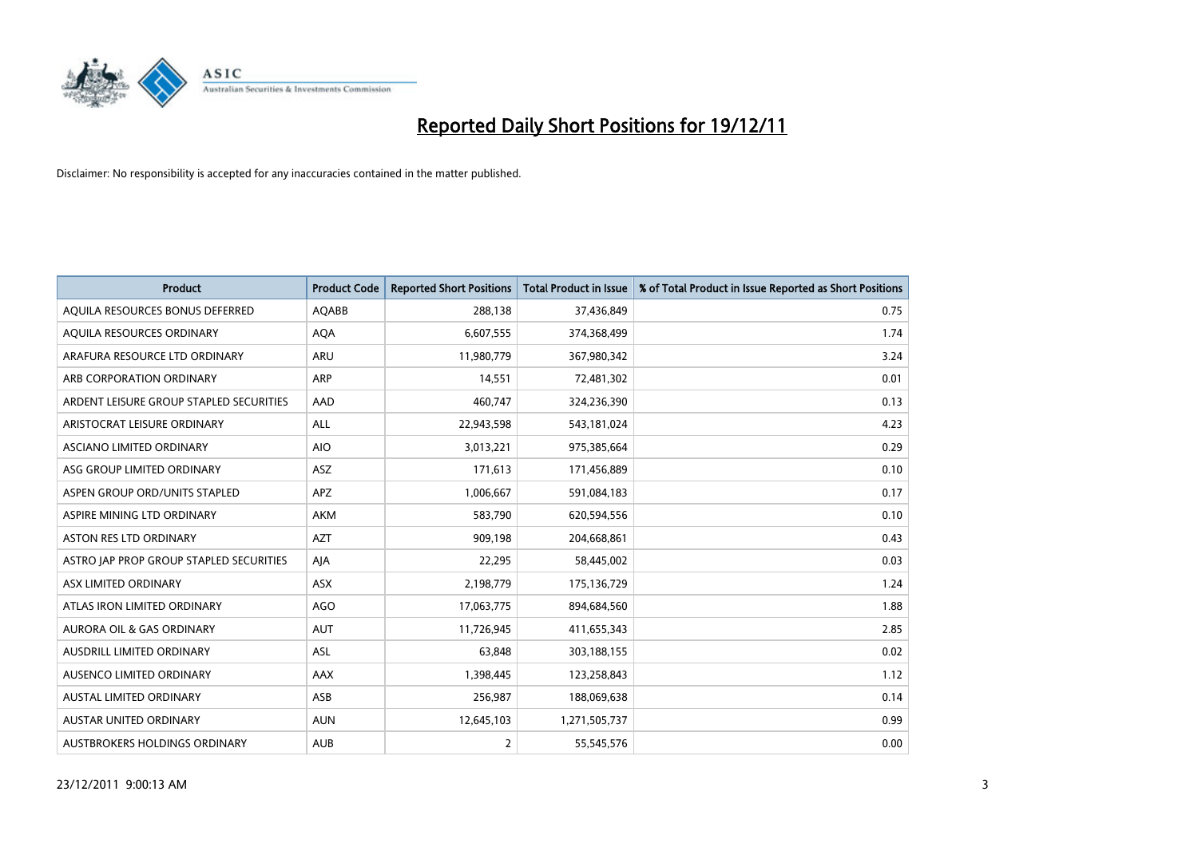# Reported Daily Short Positions for 19/12/11

Disclaimer: No responsibility is accepted for any inaccuracies contained in the matter published.

| Product | Product Code | Reported Short Positions | Total Product in Issue | % of Total Product in Issue Reported as Short Positions |
|---|---|---|---|---|
| AQUILA RESOURCES BONUS DEFERRED | AQABB | 288,138 | 37,436,849 | 0.75 |
| AQUILA RESOURCES ORDINARY | AQA | 6,607,555 | 374,368,499 | 1.74 |
| ARAFURA RESOURCE LTD ORDINARY | ARU | 11,980,779 | 367,980,342 | 3.24 |
| ARB CORPORATION ORDINARY | ARP | 14,551 | 72,481,302 | 0.01 |
| ARDENT LEISURE GROUP STAPLED SECURITIES | AAD | 460,747 | 324,236,390 | 0.13 |
| ARISTOCRAT LEISURE ORDINARY | ALL | 22,943,598 | 543,181,024 | 4.23 |
| ASCIANO LIMITED ORDINARY | AIO | 3,013,221 | 975,385,664 | 0.29 |
| ASG GROUP LIMITED ORDINARY | ASZ | 171,613 | 171,456,889 | 0.10 |
| ASPEN GROUP ORD/UNITS STAPLED | APZ | 1,006,667 | 591,084,183 | 0.17 |
| ASPIRE MINING LTD ORDINARY | AKM | 583,790 | 620,594,556 | 0.10 |
| ASTON RES LTD ORDINARY | AZT | 909,198 | 204,668,861 | 0.43 |
| ASTRO JAP PROP GROUP STAPLED SECURITIES | AJA | 22,295 | 58,445,002 | 0.03 |
| ASX LIMITED ORDINARY | ASX | 2,198,779 | 175,136,729 | 1.24 |
| ATLAS IRON LIMITED ORDINARY | AGO | 17,063,775 | 894,684,560 | 1.88 |
| AURORA OIL & GAS ORDINARY | AUT | 11,726,945 | 411,655,343 | 2.85 |
| AUSDRILL LIMITED ORDINARY | ASL | 63,848 | 303,188,155 | 0.02 |
| AUSENCO LIMITED ORDINARY | AAX | 1,398,445 | 123,258,843 | 1.12 |
| AUSTAL LIMITED ORDINARY | ASB | 256,987 | 188,069,638 | 0.14 |
| AUSTAR UNITED ORDINARY | AUN | 12,645,103 | 1,271,505,737 | 0.99 |
| AUSTBROKERS HOLDINGS ORDINARY | AUB | 2 | 55,545,576 | 0.00 |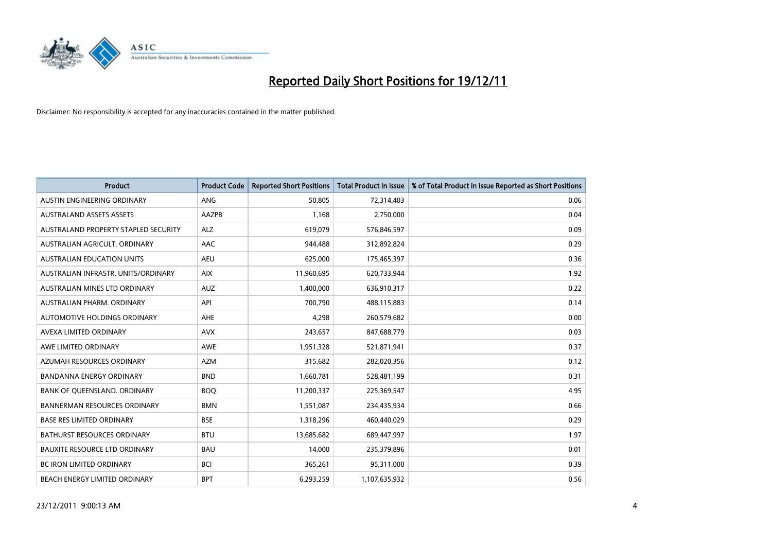# Reported Daily Short Positions for 19/12/11

Disclaimer: No responsibility is accepted for any inaccuracies contained in the matter published.

| Product | Product Code | Reported Short Positions | Total Product in Issue | % of Total Product in Issue Reported as Short Positions |
|---|---|---|---|---|
| AUSTIN ENGINEERING ORDINARY | ANG | 50,805 | 72,314,403 | 0.06 |
| AUSTRALAND ASSETS ASSETS | AAZPB | 1,168 | 2,750,000 | 0.04 |
| AUSTRALAND PROPERTY STAPLED SECURITY | ALZ | 619,079 | 576,846,597 | 0.09 |
| AUSTRALIAN AGRICULT. ORDINARY | AAC | 944,488 | 312,892,824 | 0.29 |
| AUSTRALIAN EDUCATION UNITS | AEU | 625,000 | 175,465,397 | 0.36 |
| AUSTRALIAN INFRASTR. UNITS/ORDINARY | AIX | 11,960,695 | 620,733,944 | 1.92 |
| AUSTRALIAN MINES LTD ORDINARY | AUZ | 1,400,000 | 636,910,317 | 0.22 |
| AUSTRALIAN PHARM. ORDINARY | API | 700,790 | 488,115,883 | 0.14 |
| AUTOMOTIVE HOLDINGS ORDINARY | AHE | 4,298 | 260,579,682 | 0.00 |
| AVEXA LIMITED ORDINARY | AVX | 243,657 | 847,688,779 | 0.03 |
| AWE LIMITED ORDINARY | AWE | 1,951,328 | 521,871,941 | 0.37 |
| AZUMAH RESOURCES ORDINARY | AZM | 315,682 | 282,020,356 | 0.12 |
| BANDANNA ENERGY ORDINARY | BND | 1,660,781 | 528,481,199 | 0.31 |
| BANK OF QUEENSLAND. ORDINARY | BOQ | 11,200,337 | 225,369,547 | 4.95 |
| BANNERMAN RESOURCES ORDINARY | BMN | 1,551,087 | 234,435,934 | 0.66 |
| BASE RES LIMITED ORDINARY | BSE | 1,318,296 | 460,440,029 | 0.29 |
| BATHURST RESOURCES ORDINARY | BTU | 13,685,682 | 689,447,997 | 1.97 |
| BAUXITE RESOURCE LTD ORDINARY | BAU | 14,000 | 235,379,896 | 0.01 |
| BC IRON LIMITED ORDINARY | BCI | 365,261 | 95,311,000 | 0.39 |
| BEACH ENERGY LIMITED ORDINARY | BPT | 6,293,259 | 1,107,635,932 | 0.56 |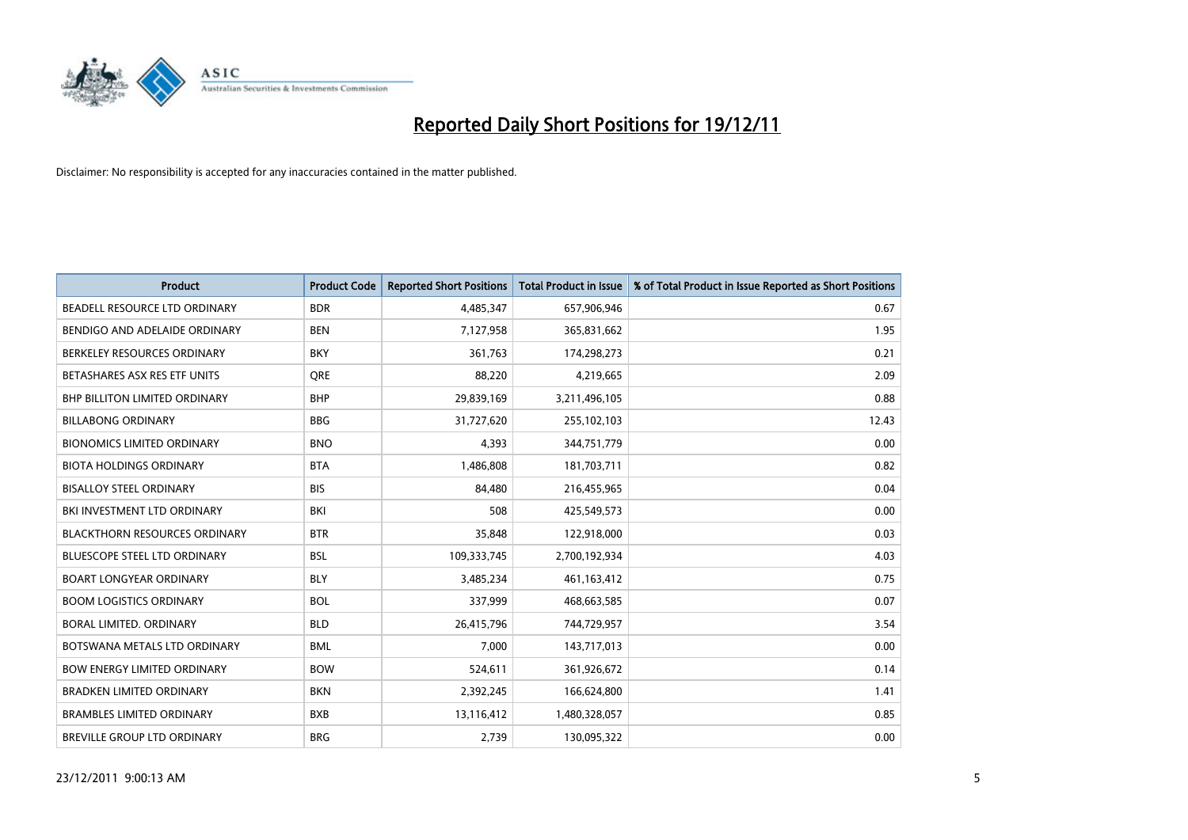# Reported Daily Short Positions for 19/12/11

Disclaimer: No responsibility is accepted for any inaccuracies contained in the matter published.

| Product | Product Code | Reported Short Positions | Total Product in Issue | % of Total Product in Issue Reported as Short Positions |
|---|---|---|---|---|
| BEADELL RESOURCE LTD ORDINARY | BDR | 4,485,347 | 657,906,946 | 0.67 |
| BENDIGO AND ADELAIDE ORDINARY | BEN | 7,127,958 | 365,831,662 | 1.95 |
| BERKELEY RESOURCES ORDINARY | BKY | 361,763 | 174,298,273 | 0.21 |
| BETASHARES ASX RES ETF UNITS | QRE | 88,220 | 4,219,665 | 2.09 |
| BHP BILLITON LIMITED ORDINARY | BHP | 29,839,169 | 3,211,496,105 | 0.88 |
| BILLABONG ORDINARY | BBG | 31,727,620 | 255,102,103 | 12.43 |
| BIONOMICS LIMITED ORDINARY | BNO | 4,393 | 344,751,779 | 0.00 |
| BIOTA HOLDINGS ORDINARY | BTA | 1,486,808 | 181,703,711 | 0.82 |
| BISALLOY STEEL ORDINARY | BIS | 84,480 | 216,455,965 | 0.04 |
| BKI INVESTMENT LTD ORDINARY | BKI | 508 | 425,549,573 | 0.00 |
| BLACKTHORN RESOURCES ORDINARY | BTR | 35,848 | 122,918,000 | 0.03 |
| BLUESCOPE STEEL LTD ORDINARY | BSL | 109,333,745 | 2,700,192,934 | 4.03 |
| BOART LONGYEAR ORDINARY | BLY | 3,485,234 | 461,163,412 | 0.75 |
| BOOM LOGISTICS ORDINARY | BOL | 337,999 | 468,663,585 | 0.07 |
| BORAL LIMITED. ORDINARY | BLD | 26,415,796 | 744,729,957 | 3.54 |
| BOTSWANA METALS LTD ORDINARY | BML | 7,000 | 143,717,013 | 0.00 |
| BOW ENERGY LIMITED ORDINARY | BOW | 524,611 | 361,926,672 | 0.14 |
| BRADKEN LIMITED ORDINARY | BKN | 2,392,245 | 166,624,800 | 1.41 |
| BRAMBLES LIMITED ORDINARY | BXB | 13,116,412 | 1,480,328,057 | 0.85 |
| BREVILLE GROUP LTD ORDINARY | BRG | 2,739 | 130,095,322 | 0.00 |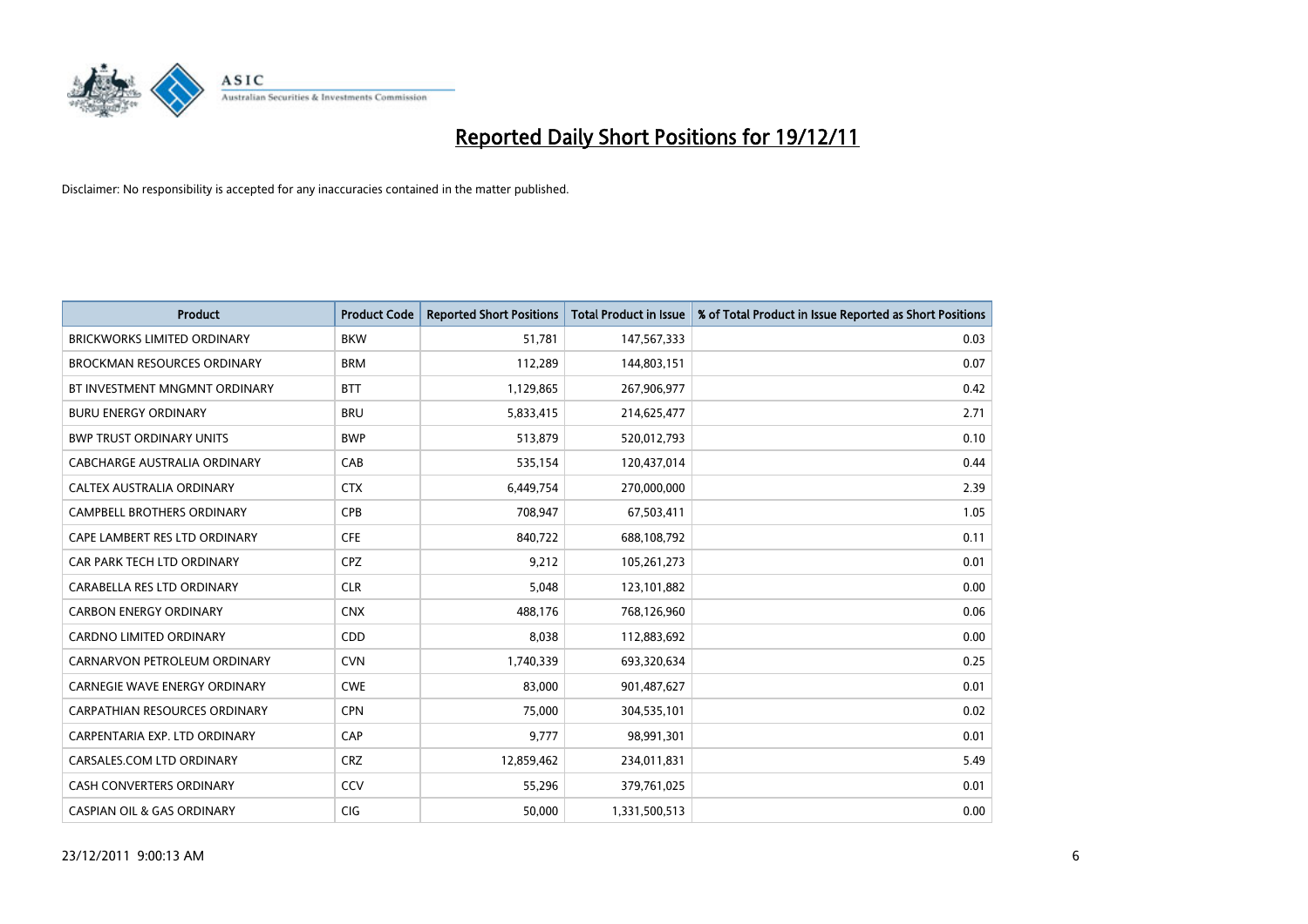# Reported Daily Short Positions for 19/12/11

Disclaimer: No responsibility is accepted for any inaccuracies contained in the matter published.

| Product | Product Code | Reported Short Positions | Total Product in Issue | % of Total Product in Issue Reported as Short Positions |
|---|---|---|---|---|
| BRICKWORKS LIMITED ORDINARY | BKW | 51,781 | 147,567,333 | 0.03 |
| BROCKMAN RESOURCES ORDINARY | BRM | 112,289 | 144,803,151 | 0.07 |
| BT INVESTMENT MNGMNT ORDINARY | BTT | 1,129,865 | 267,906,977 | 0.42 |
| BURU ENERGY ORDINARY | BRU | 5,833,415 | 214,625,477 | 2.71 |
| BWP TRUST ORDINARY UNITS | BWP | 513,879 | 520,012,793 | 0.10 |
| CABCHARGE AUSTRALIA ORDINARY | CAB | 535,154 | 120,437,014 | 0.44 |
| CALTEX AUSTRALIA ORDINARY | CTX | 6,449,754 | 270,000,000 | 2.39 |
| CAMPBELL BROTHERS ORDINARY | CPB | 708,947 | 67,503,411 | 1.05 |
| CAPE LAMBERT RES LTD ORDINARY | CFE | 840,722 | 688,108,792 | 0.11 |
| CAR PARK TECH LTD ORDINARY | CPZ | 9,212 | 105,261,273 | 0.01 |
| CARABELLA RES LTD ORDINARY | CLR | 5,048 | 123,101,882 | 0.00 |
| CARBON ENERGY ORDINARY | CNX | 488,176 | 768,126,960 | 0.06 |
| CARDNO LIMITED ORDINARY | CDD | 8,038 | 112,883,692 | 0.00 |
| CARNARVON PETROLEUM ORDINARY | CVN | 1,740,339 | 693,320,634 | 0.25 |
| CARNEGIE WAVE ENERGY ORDINARY | CWE | 83,000 | 901,487,627 | 0.01 |
| CARPATHIAN RESOURCES ORDINARY | CPN | 75,000 | 304,535,101 | 0.02 |
| CARPENTARIA EXP. LTD ORDINARY | CAP | 9,777 | 98,991,301 | 0.01 |
| CARSALES.COM LTD ORDINARY | CRZ | 12,859,462 | 234,011,831 | 5.49 |
| CASH CONVERTERS ORDINARY | CCV | 55,296 | 379,761,025 | 0.01 |
| CASPIAN OIL & GAS ORDINARY | CIG | 50,000 | 1,331,500,513 | 0.00 |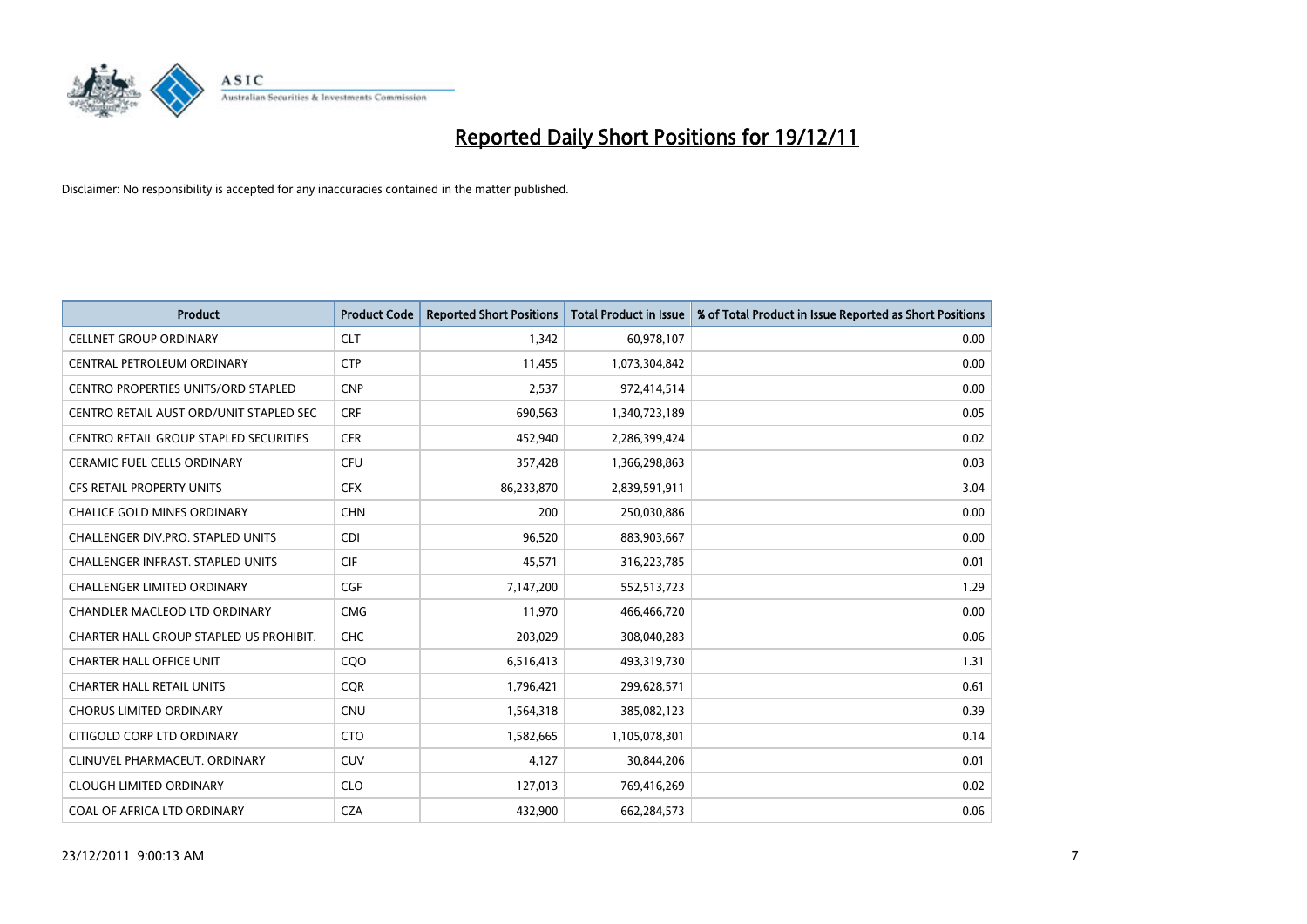# Reported Daily Short Positions for 19/12/11

Disclaimer: No responsibility is accepted for any inaccuracies contained in the matter published.

| Product | Product Code | Reported Short Positions | Total Product in Issue | % of Total Product in Issue Reported as Short Positions |
|---|---|---|---|---|
| CELLNET GROUP ORDINARY | CLT | 1,342 | 60,978,107 | 0.00 |
| CENTRAL PETROLEUM ORDINARY | CTP | 11,455 | 1,073,304,842 | 0.00 |
| CENTRO PROPERTIES UNITS/ORD STAPLED | CNP | 2,537 | 972,414,514 | 0.00 |
| CENTRO RETAIL AUST ORD/UNIT STAPLED SEC | CRF | 690,563 | 1,340,723,189 | 0.05 |
| CENTRO RETAIL GROUP STAPLED SECURITIES | CER | 452,940 | 2,286,399,424 | 0.02 |
| CERAMIC FUEL CELLS ORDINARY | CFU | 357,428 | 1,366,298,863 | 0.03 |
| CFS RETAIL PROPERTY UNITS | CFX | 86,233,870 | 2,839,591,911 | 3.04 |
| CHALICE GOLD MINES ORDINARY | CHN | 200 | 250,030,886 | 0.00 |
| CHALLENGER DIV.PRO. STAPLED UNITS | CDI | 96,520 | 883,903,667 | 0.00 |
| CHALLENGER INFRAST. STAPLED UNITS | CIF | 45,571 | 316,223,785 | 0.01 |
| CHALLENGER LIMITED ORDINARY | CGF | 7,147,200 | 552,513,723 | 1.29 |
| CHANDLER MACLEOD LTD ORDINARY | CMG | 11,970 | 466,466,720 | 0.00 |
| CHARTER HALL GROUP STAPLED US PROHIBIT. | CHC | 203,029 | 308,040,283 | 0.06 |
| CHARTER HALL OFFICE UNIT | CQO | 6,516,413 | 493,319,730 | 1.31 |
| CHARTER HALL RETAIL UNITS | CQR | 1,796,421 | 299,628,571 | 0.61 |
| CHORUS LIMITED ORDINARY | CNU | 1,564,318 | 385,082,123 | 0.39 |
| CITIGOLD CORP LTD ORDINARY | CTO | 1,582,665 | 1,105,078,301 | 0.14 |
| CLINUVEL PHARMACEUT. ORDINARY | CUV | 4,127 | 30,844,206 | 0.01 |
| CLOUGH LIMITED ORDINARY | CLO | 127,013 | 769,416,269 | 0.02 |
| COAL OF AFRICA LTD ORDINARY | CZA | 432,900 | 662,284,573 | 0.06 |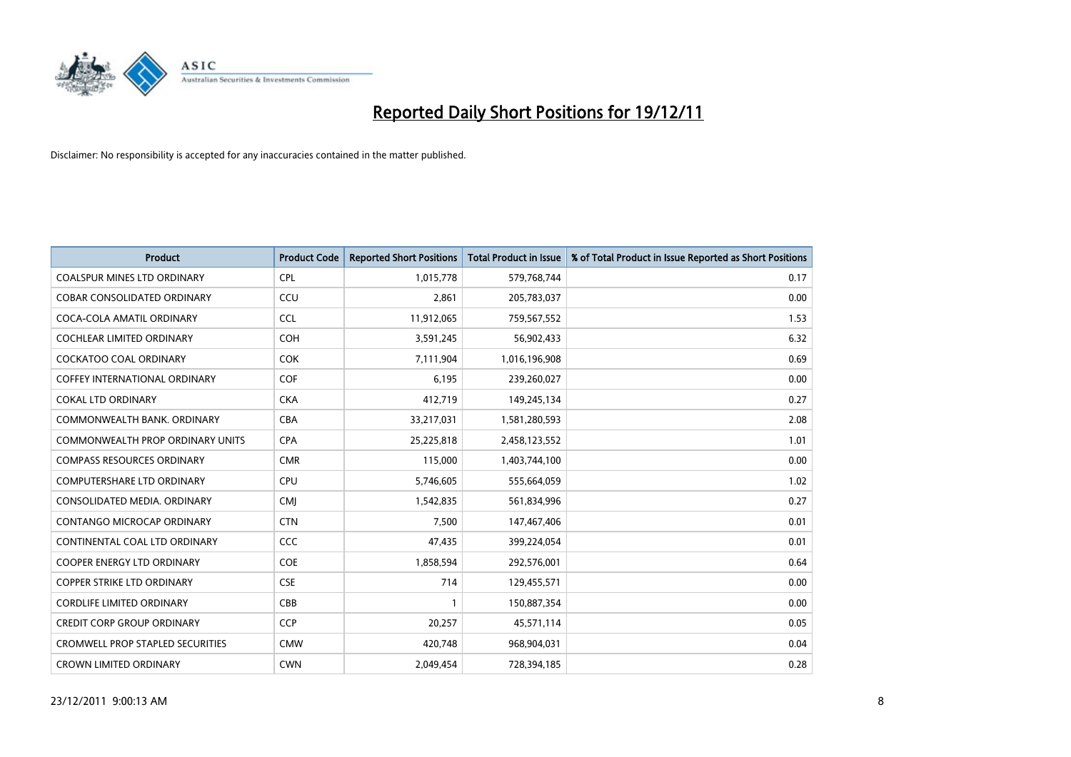# Reported Daily Short Positions for 19/12/11

Disclaimer: No responsibility is accepted for any inaccuracies contained in the matter published.

| Product | Product Code | Reported Short Positions | Total Product in Issue | % of Total Product in Issue Reported as Short Positions |
|---|---|---|---|---|
| COALSPUR MINES LTD ORDINARY | CPL | 1,015,778 | 579,768,744 | 0.17 |
| COBAR CONSOLIDATED ORDINARY | CCU | 2,861 | 205,783,037 | 0.00 |
| COCA-COLA AMATIL ORDINARY | CCL | 11,912,065 | 759,567,552 | 1.53 |
| COCHLEAR LIMITED ORDINARY | COH | 3,591,245 | 56,902,433 | 6.32 |
| COCKATOO COAL ORDINARY | COK | 7,111,904 | 1,016,196,908 | 0.69 |
| COFFEY INTERNATIONAL ORDINARY | COF | 6,195 | 239,260,027 | 0.00 |
| COKAL LTD ORDINARY | CKA | 412,719 | 149,245,134 | 0.27 |
| COMMONWEALTH BANK. ORDINARY | CBA | 33,217,031 | 1,581,280,593 | 2.08 |
| COMMONWEALTH PROP ORDINARY UNITS | CPA | 25,225,818 | 2,458,123,552 | 1.01 |
| COMPASS RESOURCES ORDINARY | CMR | 115,000 | 1,403,744,100 | 0.00 |
| COMPUTERSHARE LTD ORDINARY | CPU | 5,746,605 | 555,664,059 | 1.02 |
| CONSOLIDATED MEDIA. ORDINARY | CMJ | 1,542,835 | 561,834,996 | 0.27 |
| CONTANGO MICROCAP ORDINARY | CTN | 7,500 | 147,467,406 | 0.01 |
| CONTINENTAL COAL LTD ORDINARY | CCC | 47,435 | 399,224,054 | 0.01 |
| COOPER ENERGY LTD ORDINARY | COE | 1,858,594 | 292,576,001 | 0.64 |
| COPPER STRIKE LTD ORDINARY | CSE | 714 | 129,455,571 | 0.00 |
| CORDLIFE LIMITED ORDINARY | CBB | 1 | 150,887,354 | 0.00 |
| CREDIT CORP GROUP ORDINARY | CCP | 20,257 | 45,571,114 | 0.05 |
| CROMWELL PROP STAPLED SECURITIES | CMW | 420,748 | 968,904,031 | 0.04 |
| CROWN LIMITED ORDINARY | CWN | 2,049,454 | 728,394,185 | 0.28 |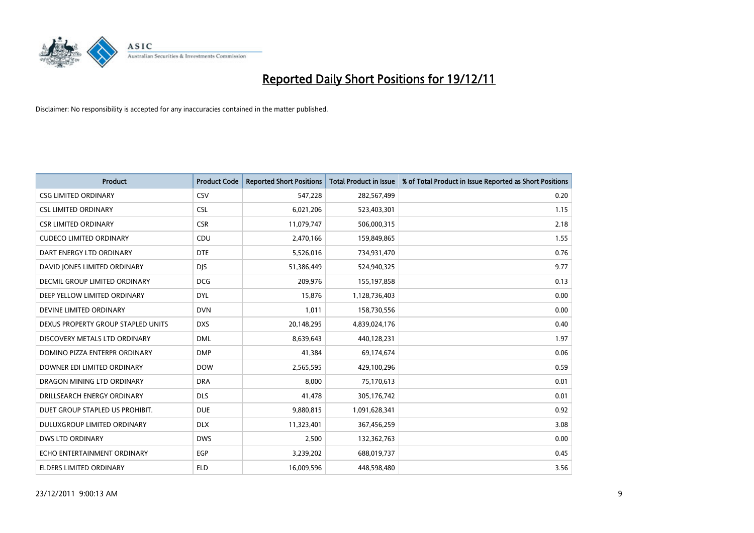# Reported Daily Short Positions for 19/12/11

Disclaimer: No responsibility is accepted for any inaccuracies contained in the matter published.

| Product | Product Code | Reported Short Positions | Total Product in Issue | % of Total Product in Issue Reported as Short Positions |
|---|---|---|---|---|
| CSG LIMITED ORDINARY | CSV | 547,228 | 282,567,499 | 0.20 |
| CSL LIMITED ORDINARY | CSL | 6,021,206 | 523,403,301 | 1.15 |
| CSR LIMITED ORDINARY | CSR | 11,079,747 | 506,000,315 | 2.18 |
| CUDECO LIMITED ORDINARY | CDU | 2,470,166 | 159,849,865 | 1.55 |
| DART ENERGY LTD ORDINARY | DTE | 5,526,016 | 734,931,470 | 0.76 |
| DAVID JONES LIMITED ORDINARY | DJS | 51,386,449 | 524,940,325 | 9.77 |
| DECMIL GROUP LIMITED ORDINARY | DCG | 209,976 | 155,197,858 | 0.13 |
| DEEP YELLOW LIMITED ORDINARY | DYL | 15,876 | 1,128,736,403 | 0.00 |
| DEVINE LIMITED ORDINARY | DVN | 1,011 | 158,730,556 | 0.00 |
| DEXUS PROPERTY GROUP STAPLED UNITS | DXS | 20,148,295 | 4,839,024,176 | 0.40 |
| DISCOVERY METALS LTD ORDINARY | DML | 8,639,643 | 440,128,231 | 1.97 |
| DOMINO PIZZA ENTERPR ORDINARY | DMP | 41,384 | 69,174,674 | 0.06 |
| DOWNER EDI LIMITED ORDINARY | DOW | 2,565,595 | 429,100,296 | 0.59 |
| DRAGON MINING LTD ORDINARY | DRA | 8,000 | 75,170,613 | 0.01 |
| DRILLSEARCH ENERGY ORDINARY | DLS | 41,478 | 305,176,742 | 0.01 |
| DUET GROUP STAPLED US PROHIBIT. | DUE | 9,880,815 | 1,091,628,341 | 0.92 |
| DULUXGROUP LIMITED ORDINARY | DLX | 11,323,401 | 367,456,259 | 3.08 |
| DWS LTD ORDINARY | DWS | 2,500 | 132,362,763 | 0.00 |
| ECHO ENTERTAINMENT ORDINARY | EGP | 3,239,202 | 688,019,737 | 0.45 |
| ELDERS LIMITED ORDINARY | ELD | 16,009,596 | 448,598,480 | 3.56 |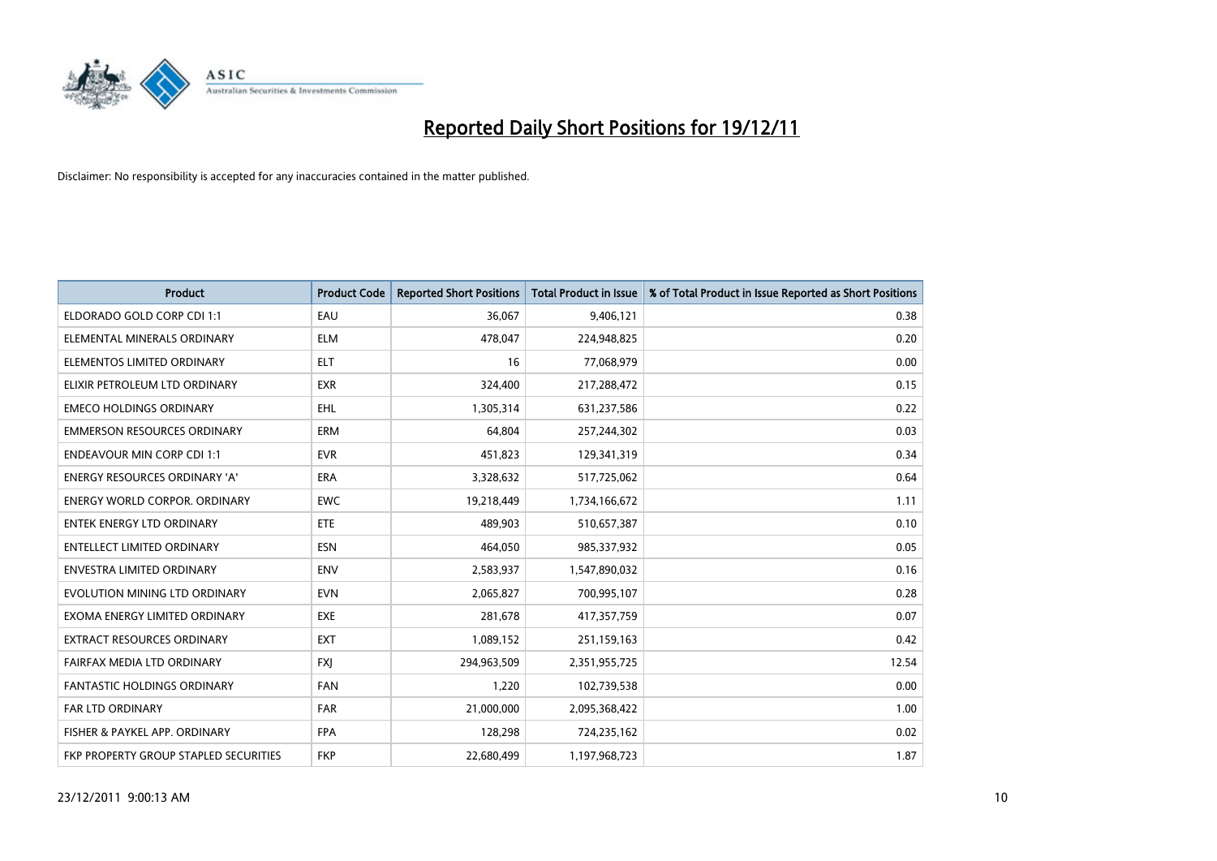# Reported Daily Short Positions for 19/12/11

Disclaimer: No responsibility is accepted for any inaccuracies contained in the matter published.

| Product | Product Code | Reported Short Positions | Total Product in Issue | % of Total Product in Issue Reported as Short Positions |
|---|---|---|---|---|
| ELDORADO GOLD CORP CDI 1:1 | EAU | 36,067 | 9,406,121 | 0.38 |
| ELEMENTAL MINERALS ORDINARY | ELM | 478,047 | 224,948,825 | 0.20 |
| ELEMENTOS LIMITED ORDINARY | ELT | 16 | 77,068,979 | 0.00 |
| ELIXIR PETROLEUM LTD ORDINARY | EXR | 324,400 | 217,288,472 | 0.15 |
| EMECO HOLDINGS ORDINARY | EHL | 1,305,314 | 631,237,586 | 0.22 |
| EMMERSON RESOURCES ORDINARY | ERM | 64,804 | 257,244,302 | 0.03 |
| ENDEAVOUR MIN CORP CDI 1:1 | EVR | 451,823 | 129,341,319 | 0.34 |
| ENERGY RESOURCES ORDINARY 'A' | ERA | 3,328,632 | 517,725,062 | 0.64 |
| ENERGY WORLD CORPOR. ORDINARY | EWC | 19,218,449 | 1,734,166,672 | 1.11 |
| ENTEK ENERGY LTD ORDINARY | ETE | 489,903 | 510,657,387 | 0.10 |
| ENTELLECT LIMITED ORDINARY | ESN | 464,050 | 985,337,932 | 0.05 |
| ENVESTRA LIMITED ORDINARY | ENV | 2,583,937 | 1,547,890,032 | 0.16 |
| EVOLUTION MINING LTD ORDINARY | EVN | 2,065,827 | 700,995,107 | 0.28 |
| EXOMA ENERGY LIMITED ORDINARY | EXE | 281,678 | 417,357,759 | 0.07 |
| EXTRACT RESOURCES ORDINARY | EXT | 1,089,152 | 251,159,163 | 0.42 |
| FAIRFAX MEDIA LTD ORDINARY | FXJ | 294,963,509 | 2,351,955,725 | 12.54 |
| FANTASTIC HOLDINGS ORDINARY | FAN | 1,220 | 102,739,538 | 0.00 |
| FAR LTD ORDINARY | FAR | 21,000,000 | 2,095,368,422 | 1.00 |
| FISHER & PAYKEL APP. ORDINARY | FPA | 128,298 | 724,235,162 | 0.02 |
| FKP PROPERTY GROUP STAPLED SECURITIES | FKP | 22,680,499 | 1,197,968,723 | 1.87 |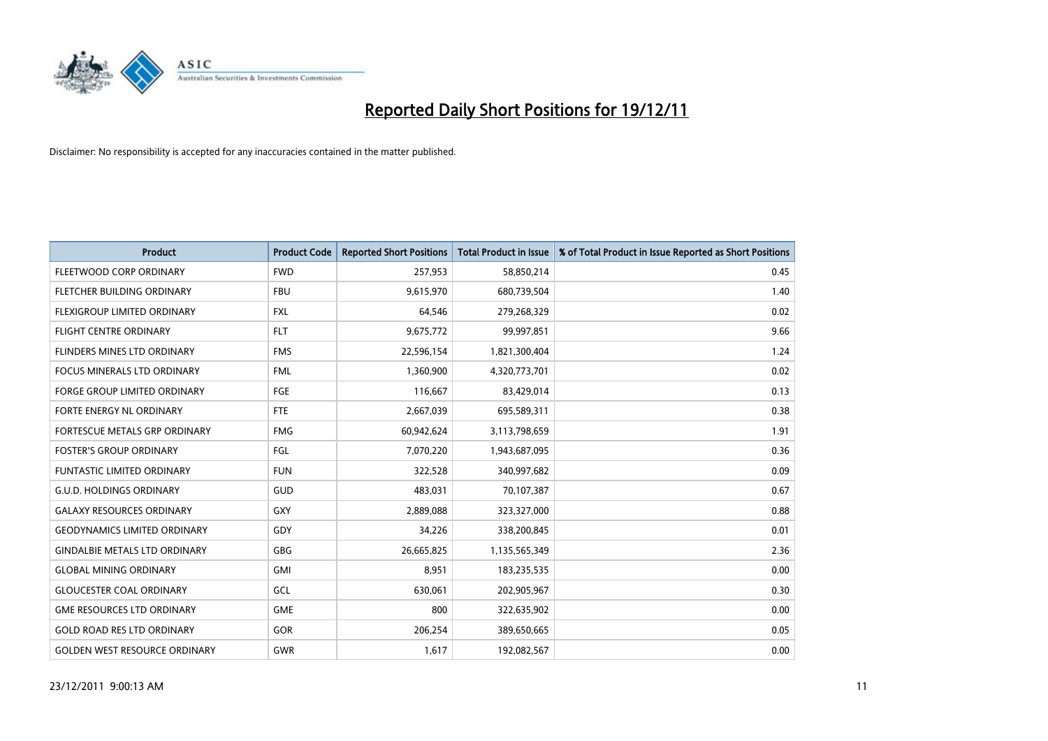# Reported Daily Short Positions for 19/12/11

Disclaimer: No responsibility is accepted for any inaccuracies contained in the matter published.

| Product | Product Code | Reported Short Positions | Total Product in Issue | % of Total Product in Issue Reported as Short Positions |
|---|---|---|---|---|
| FLEETWOOD CORP ORDINARY | FWD | 257,953 | 58,850,214 | 0.45 |
| FLETCHER BUILDING ORDINARY | FBU | 9,615,970 | 680,739,504 | 1.40 |
| FLEXIGROUP LIMITED ORDINARY | FXL | 64,546 | 279,268,329 | 0.02 |
| FLIGHT CENTRE ORDINARY | FLT | 9,675,772 | 99,997,851 | 9.66 |
| FLINDERS MINES LTD ORDINARY | FMS | 22,596,154 | 1,821,300,404 | 1.24 |
| FOCUS MINERALS LTD ORDINARY | FML | 1,360,900 | 4,320,773,701 | 0.02 |
| FORGE GROUP LIMITED ORDINARY | FGE | 116,667 | 83,429,014 | 0.13 |
| FORTE ENERGY NL ORDINARY | FTE | 2,667,039 | 695,589,311 | 0.38 |
| FORTESCUE METALS GRP ORDINARY | FMG | 60,942,624 | 3,113,798,659 | 1.91 |
| FOSTER'S GROUP ORDINARY | FGL | 7,070,220 | 1,943,687,095 | 0.36 |
| FUNTASTIC LIMITED ORDINARY | FUN | 322,528 | 340,997,682 | 0.09 |
| G.U.D. HOLDINGS ORDINARY | GUD | 483,031 | 70,107,387 | 0.67 |
| GALAXY RESOURCES ORDINARY | GXY | 2,889,088 | 323,327,000 | 0.88 |
| GEODYNAMICS LIMITED ORDINARY | GDY | 34,226 | 338,200,845 | 0.01 |
| GINDALBIE METALS LTD ORDINARY | GBG | 26,665,825 | 1,135,565,349 | 2.36 |
| GLOBAL MINING ORDINARY | GMI | 8,951 | 183,235,535 | 0.00 |
| GLOUCESTER COAL ORDINARY | GCL | 630,061 | 202,905,967 | 0.30 |
| GME RESOURCES LTD ORDINARY | GME | 800 | 322,635,902 | 0.00 |
| GOLD ROAD RES LTD ORDINARY | GOR | 206,254 | 389,650,665 | 0.05 |
| GOLDEN WEST RESOURCE ORDINARY | GWR | 1,617 | 192,082,567 | 0.00 |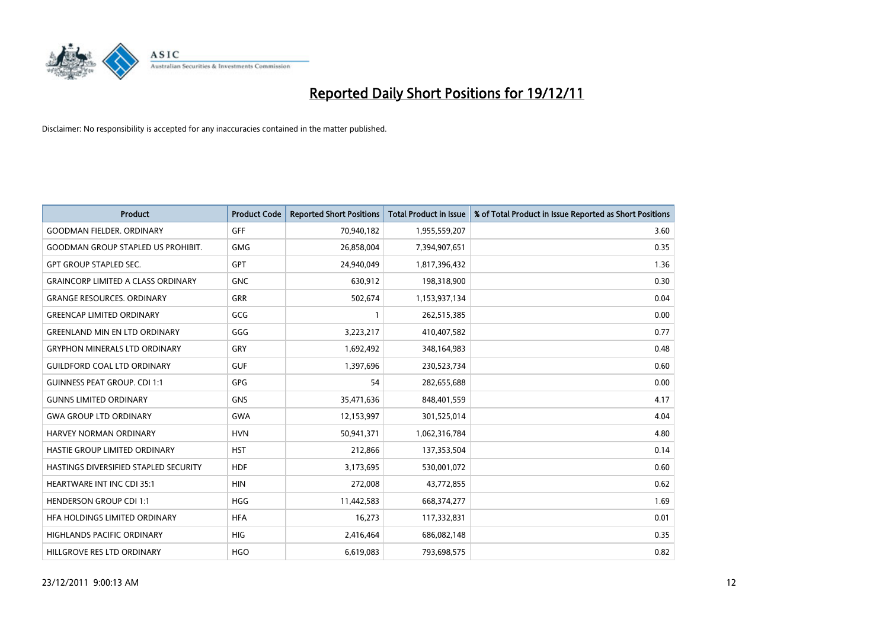# Reported Daily Short Positions for 19/12/11

Disclaimer: No responsibility is accepted for any inaccuracies contained in the matter published.

| Product | Product Code | Reported Short Positions | Total Product in Issue | % of Total Product in Issue Reported as Short Positions |
|---|---|---|---|---|
| GOODMAN FIELDER. ORDINARY | GFF | 70,940,182 | 1,955,559,207 | 3.60 |
| GOODMAN GROUP STAPLED US PROHIBIT. | GMG | 26,858,004 | 7,394,907,651 | 0.35 |
| GPT GROUP STAPLED SEC. | GPT | 24,940,049 | 1,817,396,432 | 1.36 |
| GRAINCORP LIMITED A CLASS ORDINARY | GNC | 630,912 | 198,318,900 | 0.30 |
| GRANGE RESOURCES. ORDINARY | GRR | 502,674 | 1,153,937,134 | 0.04 |
| GREENCAP LIMITED ORDINARY | GCG | 1 | 262,515,385 | 0.00 |
| GREENLAND MIN EN LTD ORDINARY | GGG | 3,223,217 | 410,407,582 | 0.77 |
| GRYPHON MINERALS LTD ORDINARY | GRY | 1,692,492 | 348,164,983 | 0.48 |
| GUILDFORD COAL LTD ORDINARY | GUF | 1,397,696 | 230,523,734 | 0.60 |
| GUINNESS PEAT GROUP. CDI 1:1 | GPG | 54 | 282,655,688 | 0.00 |
| GUNNS LIMITED ORDINARY | GNS | 35,471,636 | 848,401,559 | 4.17 |
| GWA GROUP LTD ORDINARY | GWA | 12,153,997 | 301,525,014 | 4.04 |
| HARVEY NORMAN ORDINARY | HVN | 50,941,371 | 1,062,316,784 | 4.80 |
| HASTIE GROUP LIMITED ORDINARY | HST | 212,866 | 137,353,504 | 0.14 |
| HASTINGS DIVERSIFIED STAPLED SECURITY | HDF | 3,173,695 | 530,001,072 | 0.60 |
| HEARTWARE INT INC CDI 35:1 | HIN | 272,008 | 43,772,855 | 0.62 |
| HENDERSON GROUP CDI 1:1 | HGG | 11,442,583 | 668,374,277 | 1.69 |
| HFA HOLDINGS LIMITED ORDINARY | HFA | 16,273 | 117,332,831 | 0.01 |
| HIGHLANDS PACIFIC ORDINARY | HIG | 2,416,464 | 686,082,148 | 0.35 |
| HILLGROVE RES LTD ORDINARY | HGO | 6,619,083 | 793,698,575 | 0.82 |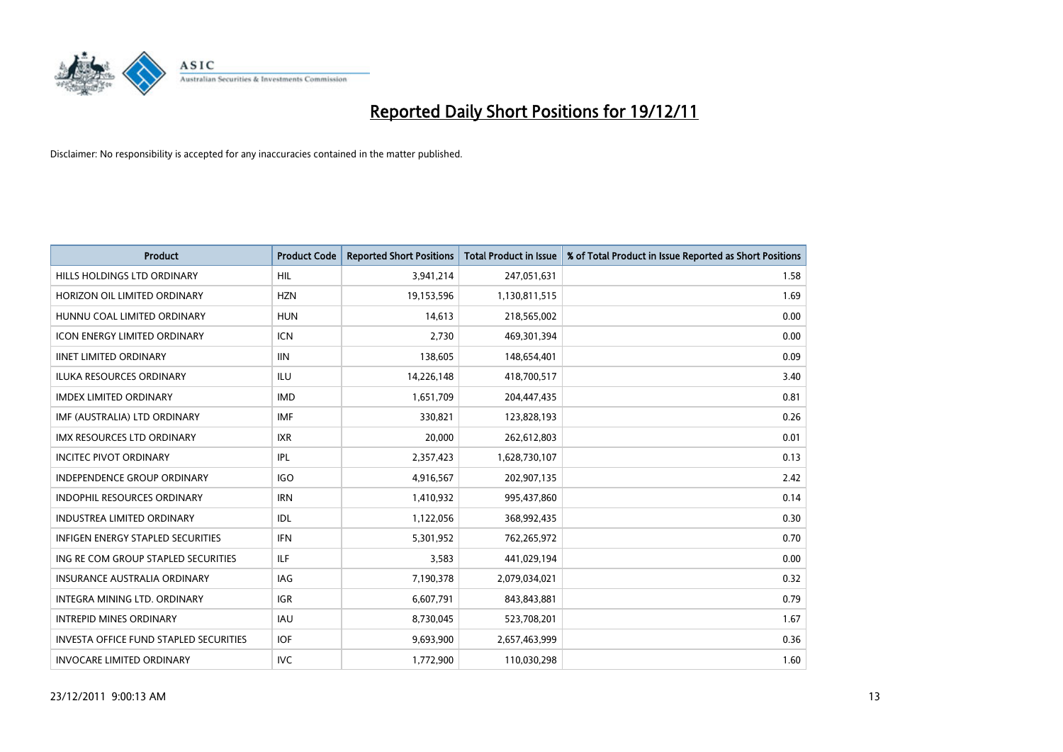# Reported Daily Short Positions for 19/12/11

Disclaimer: No responsibility is accepted for any inaccuracies contained in the matter published.

| Product | Product Code | Reported Short Positions | Total Product in Issue | % of Total Product in Issue Reported as Short Positions |
|---|---|---|---|---|
| HILLS HOLDINGS LTD ORDINARY | HIL | 3,941,214 | 247,051,631 | 1.58 |
| HORIZON OIL LIMITED ORDINARY | HZN | 19,153,596 | 1,130,811,515 | 1.69 |
| HUNNU COAL LIMITED ORDINARY | HUN | 14,613 | 218,565,002 | 0.00 |
| ICON ENERGY LIMITED ORDINARY | ICN | 2,730 | 469,301,394 | 0.00 |
| IINET LIMITED ORDINARY | IIN | 138,605 | 148,654,401 | 0.09 |
| ILUKA RESOURCES ORDINARY | ILU | 14,226,148 | 418,700,517 | 3.40 |
| IMDEX LIMITED ORDINARY | IMD | 1,651,709 | 204,447,435 | 0.81 |
| IMF (AUSTRALIA) LTD ORDINARY | IMF | 330,821 | 123,828,193 | 0.26 |
| IMX RESOURCES LTD ORDINARY | IXR | 20,000 | 262,612,803 | 0.01 |
| INCITEC PIVOT ORDINARY | IPL | 2,357,423 | 1,628,730,107 | 0.13 |
| INDEPENDENCE GROUP ORDINARY | IGO | 4,916,567 | 202,907,135 | 2.42 |
| INDOPHIL RESOURCES ORDINARY | IRN | 1,410,932 | 995,437,860 | 0.14 |
| INDUSTREA LIMITED ORDINARY | IDL | 1,122,056 | 368,992,435 | 0.30 |
| INFIGEN ENERGY STAPLED SECURITIES | IFN | 5,301,952 | 762,265,972 | 0.70 |
| ING RE COM GROUP STAPLED SECURITIES | ILF | 3,583 | 441,029,194 | 0.00 |
| INSURANCE AUSTRALIA ORDINARY | IAG | 7,190,378 | 2,079,034,021 | 0.32 |
| INTEGRA MINING LTD. ORDINARY | IGR | 6,607,791 | 843,843,881 | 0.79 |
| INTREPID MINES ORDINARY | IAU | 8,730,045 | 523,708,201 | 1.67 |
| INVESTA OFFICE FUND STAPLED SECURITIES | IOF | 9,693,900 | 2,657,463,999 | 0.36 |
| INVOCARE LIMITED ORDINARY | IVC | 1,772,900 | 110,030,298 | 1.60 |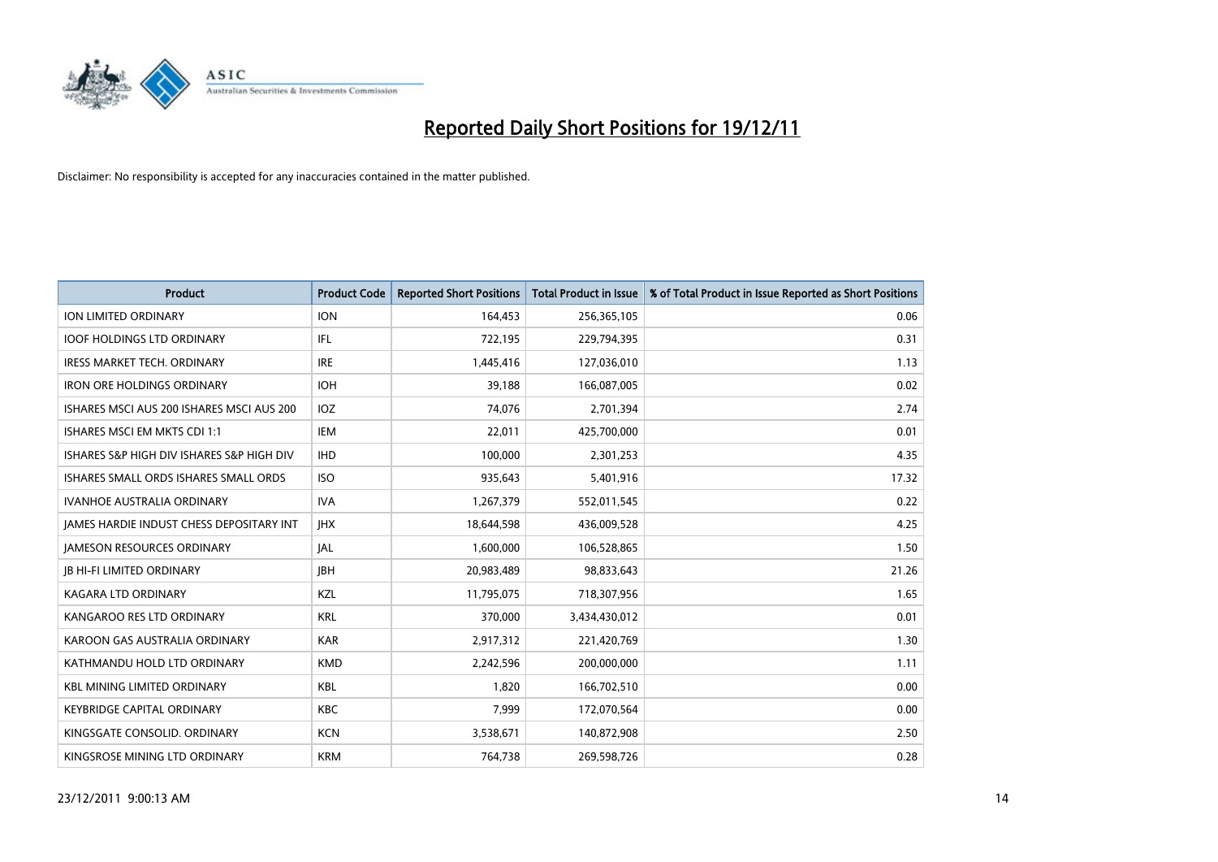# Reported Daily Short Positions for 19/12/11

Disclaimer: No responsibility is accepted for any inaccuracies contained in the matter published.

| Product | Product Code | Reported Short Positions | Total Product in Issue | % of Total Product in Issue Reported as Short Positions |
| --- | --- | --- | --- | --- |
| ION LIMITED ORDINARY | ION | 164,453 | 256,365,105 | 0.06 |
| IOOF HOLDINGS LTD ORDINARY | IFL | 722,195 | 229,794,395 | 0.31 |
| IRESS MARKET TECH. ORDINARY | IRE | 1,445,416 | 127,036,010 | 1.13 |
| IRON ORE HOLDINGS ORDINARY | IOH | 39,188 | 166,087,005 | 0.02 |
| ISHARES MSCI AUS 200 ISHARES MSCI AUS 200 | IOZ | 74,076 | 2,701,394 | 2.74 |
| ISHARES MSCI EM MKTS CDI 1:1 | IEM | 22,011 | 425,700,000 | 0.01 |
| ISHARES S&P HIGH DIV ISHARES S&P HIGH DIV | IHD | 100,000 | 2,301,253 | 4.35 |
| ISHARES SMALL ORDS ISHARES SMALL ORDS | ISO | 935,643 | 5,401,916 | 17.32 |
| IVANHOE AUSTRALIA ORDINARY | IVA | 1,267,379 | 552,011,545 | 0.22 |
| JAMES HARDIE INDUST CHESS DEPOSITARY INT | JHX | 18,644,598 | 436,009,528 | 4.25 |
| JAMESON RESOURCES ORDINARY | JAL | 1,600,000 | 106,528,865 | 1.50 |
| JB HI-FI LIMITED ORDINARY | JBH | 20,983,489 | 98,833,643 | 21.26 |
| KAGARA LTD ORDINARY | KZL | 11,795,075 | 718,307,956 | 1.65 |
| KANGAROO RES LTD ORDINARY | KRL | 370,000 | 3,434,430,012 | 0.01 |
| KAROON GAS AUSTRALIA ORDINARY | KAR | 2,917,312 | 221,420,769 | 1.30 |
| KATHMANDU HOLD LTD ORDINARY | KMD | 2,242,596 | 200,000,000 | 1.11 |
| KBL MINING LIMITED ORDINARY | KBL | 1,820 | 166,702,510 | 0.00 |
| KEYBRIDGE CAPITAL ORDINARY | KBC | 7,999 | 172,070,564 | 0.00 |
| KINGSGATE CONSOLID. ORDINARY | KCN | 3,538,671 | 140,872,908 | 2.50 |
| KINGSROSE MINING LTD ORDINARY | KRM | 764,738 | 269,598,726 | 0.28 |

23/12/2011 9:00:13 AM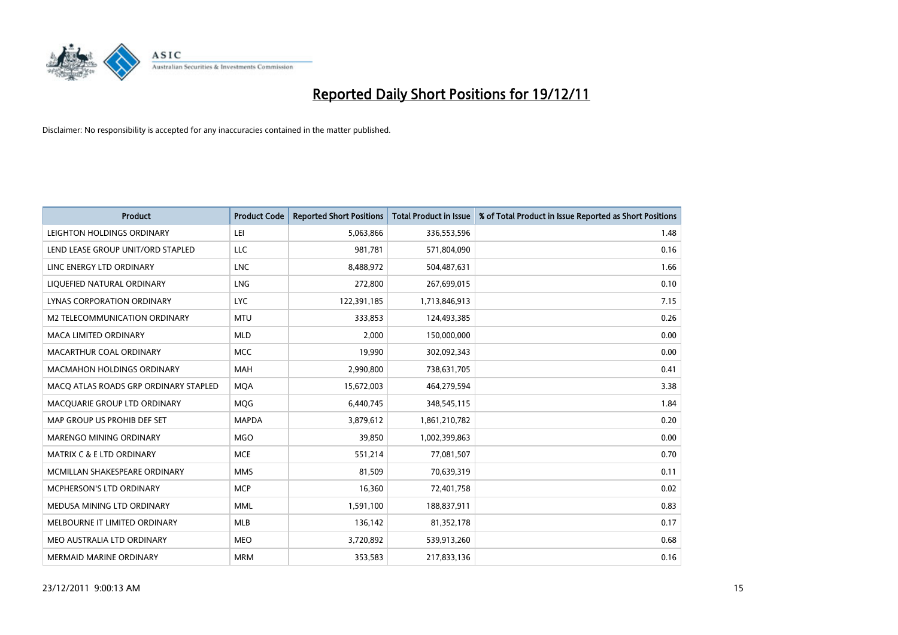# Reported Daily Short Positions for 19/12/11

Disclaimer: No responsibility is accepted for any inaccuracies contained in the matter published.

| Product | Product Code | Reported Short Positions | Total Product in Issue | % of Total Product in Issue Reported as Short Positions |
|---|---|---|---|---|
| LEIGHTON HOLDINGS ORDINARY | LEI | 5,063,866 | 336,553,596 | 1.48 |
| LEND LEASE GROUP UNIT/ORD STAPLED | LLC | 981,781 | 571,804,090 | 0.16 |
| LINC ENERGY LTD ORDINARY | LNC | 8,488,972 | 504,487,631 | 1.66 |
| LIQUEFIED NATURAL ORDINARY | LNG | 272,800 | 267,699,015 | 0.10 |
| LYNAS CORPORATION ORDINARY | LYC | 122,391,185 | 1,713,846,913 | 7.15 |
| M2 TELECOMMUNICATION ORDINARY | MTU | 333,853 | 124,493,385 | 0.26 |
| MACA LIMITED ORDINARY | MLD | 2,000 | 150,000,000 | 0.00 |
| MACARTHUR COAL ORDINARY | MCC | 19,990 | 302,092,343 | 0.00 |
| MACMAHON HOLDINGS ORDINARY | MAH | 2,990,800 | 738,631,705 | 0.41 |
| MACQ ATLAS ROADS GRP ORDINARY STAPLED | MQA | 15,672,003 | 464,279,594 | 3.38 |
| MACQUARIE GROUP LTD ORDINARY | MQG | 6,440,745 | 348,545,115 | 1.84 |
| MAP GROUP US PROHIB DEF SET | MAPDA | 3,879,612 | 1,861,210,782 | 0.20 |
| MARENGO MINING ORDINARY | MGO | 39,850 | 1,002,399,863 | 0.00 |
| MATRIX C & E LTD ORDINARY | MCE | 551,214 | 77,081,507 | 0.70 |
| MCMILLAN SHAKESPEARE ORDINARY | MMS | 81,509 | 70,639,319 | 0.11 |
| MCPHERSON'S LTD ORDINARY | MCP | 16,360 | 72,401,758 | 0.02 |
| MEDUSA MINING LTD ORDINARY | MML | 1,591,100 | 188,837,911 | 0.83 |
| MELBOURNE IT LIMITED ORDINARY | MLB | 136,142 | 81,352,178 | 0.17 |
| MEO AUSTRALIA LTD ORDINARY | MEO | 3,720,892 | 539,913,260 | 0.68 |
| MERMAID MARINE ORDINARY | MRM | 353,583 | 217,833,136 | 0.16 |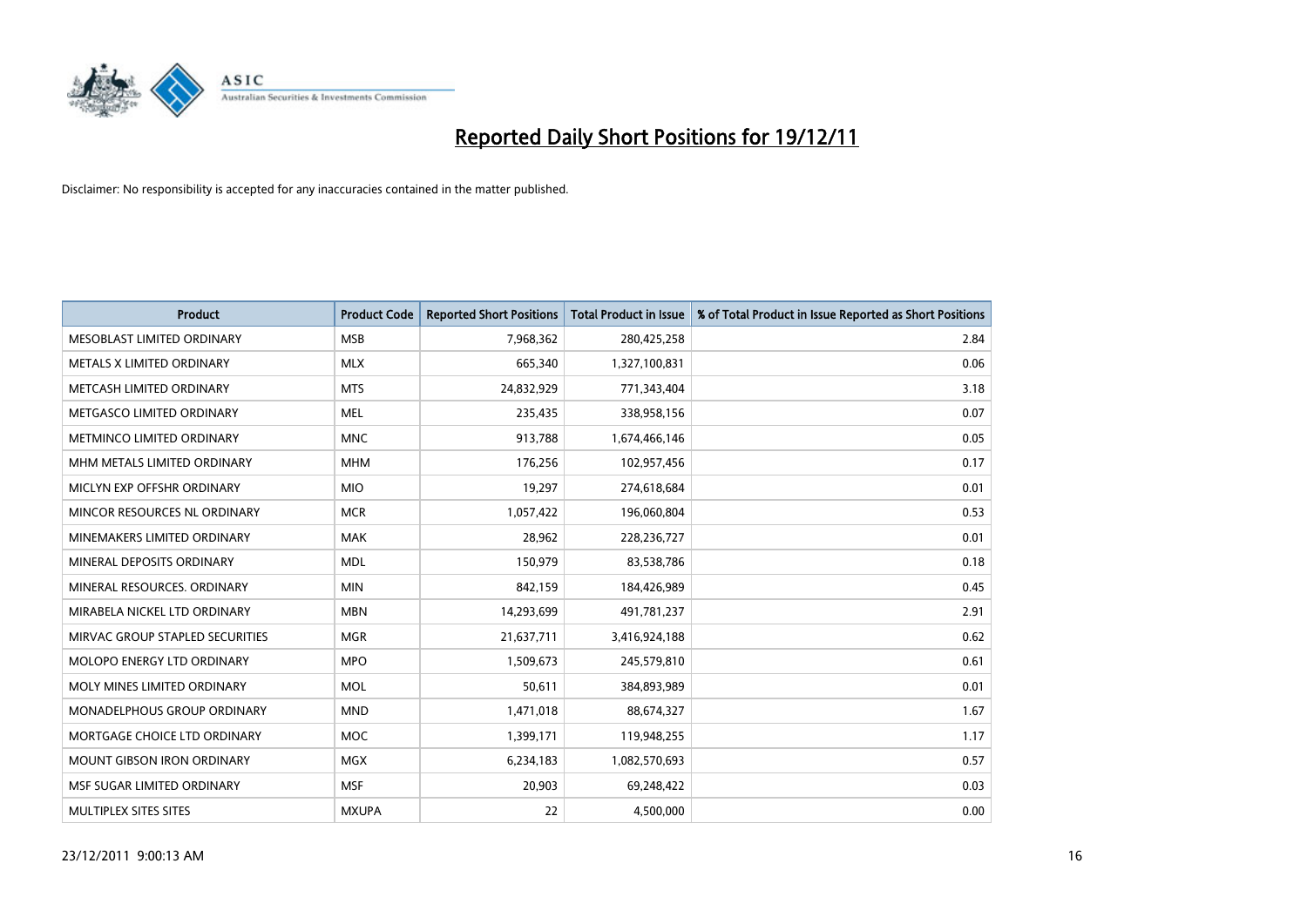# Reported Daily Short Positions for 19/12/11

Disclaimer: No responsibility is accepted for any inaccuracies contained in the matter published.

| Product | Product Code | Reported Short Positions | Total Product in Issue | % of Total Product in Issue Reported as Short Positions |
|---|---|---|---|---|
| MESOBLAST LIMITED ORDINARY | MSB | 7,968,362 | 280,425,258 | 2.84 |
| METALS X LIMITED ORDINARY | MLX | 665,340 | 1,327,100,831 | 0.06 |
| METCASH LIMITED ORDINARY | MTS | 24,832,929 | 771,343,404 | 3.18 |
| METGASCO LIMITED ORDINARY | MEL | 235,435 | 338,958,156 | 0.07 |
| METMINCO LIMITED ORDINARY | MNC | 913,788 | 1,674,466,146 | 0.05 |
| MHM METALS LIMITED ORDINARY | MHM | 176,256 | 102,957,456 | 0.17 |
| MICLYN EXP OFFSHR ORDINARY | MIO | 19,297 | 274,618,684 | 0.01 |
| MINCOR RESOURCES NL ORDINARY | MCR | 1,057,422 | 196,060,804 | 0.53 |
| MINEMAKERS LIMITED ORDINARY | MAK | 28,962 | 228,236,727 | 0.01 |
| MINERAL DEPOSITS ORDINARY | MDL | 150,979 | 83,538,786 | 0.18 |
| MINERAL RESOURCES. ORDINARY | MIN | 842,159 | 184,426,989 | 0.45 |
| MIRABELA NICKEL LTD ORDINARY | MBN | 14,293,699 | 491,781,237 | 2.91 |
| MIRVAC GROUP STAPLED SECURITIES | MGR | 21,637,711 | 3,416,924,188 | 0.62 |
| MOLOPO ENERGY LTD ORDINARY | MPO | 1,509,673 | 245,579,810 | 0.61 |
| MOLY MINES LIMITED ORDINARY | MOL | 50,611 | 384,893,989 | 0.01 |
| MONADELPHOUS GROUP ORDINARY | MND | 1,471,018 | 88,674,327 | 1.67 |
| MORTGAGE CHOICE LTD ORDINARY | MOC | 1,399,171 | 119,948,255 | 1.17 |
| MOUNT GIBSON IRON ORDINARY | MGX | 6,234,183 | 1,082,570,693 | 0.57 |
| MSF SUGAR LIMITED ORDINARY | MSF | 20,903 | 69,248,422 | 0.03 |
| MULTIPLEX SITES SITES | MXUPA | 22 | 4,500,000 | 0.00 |

23/12/2011 9:00:13 AM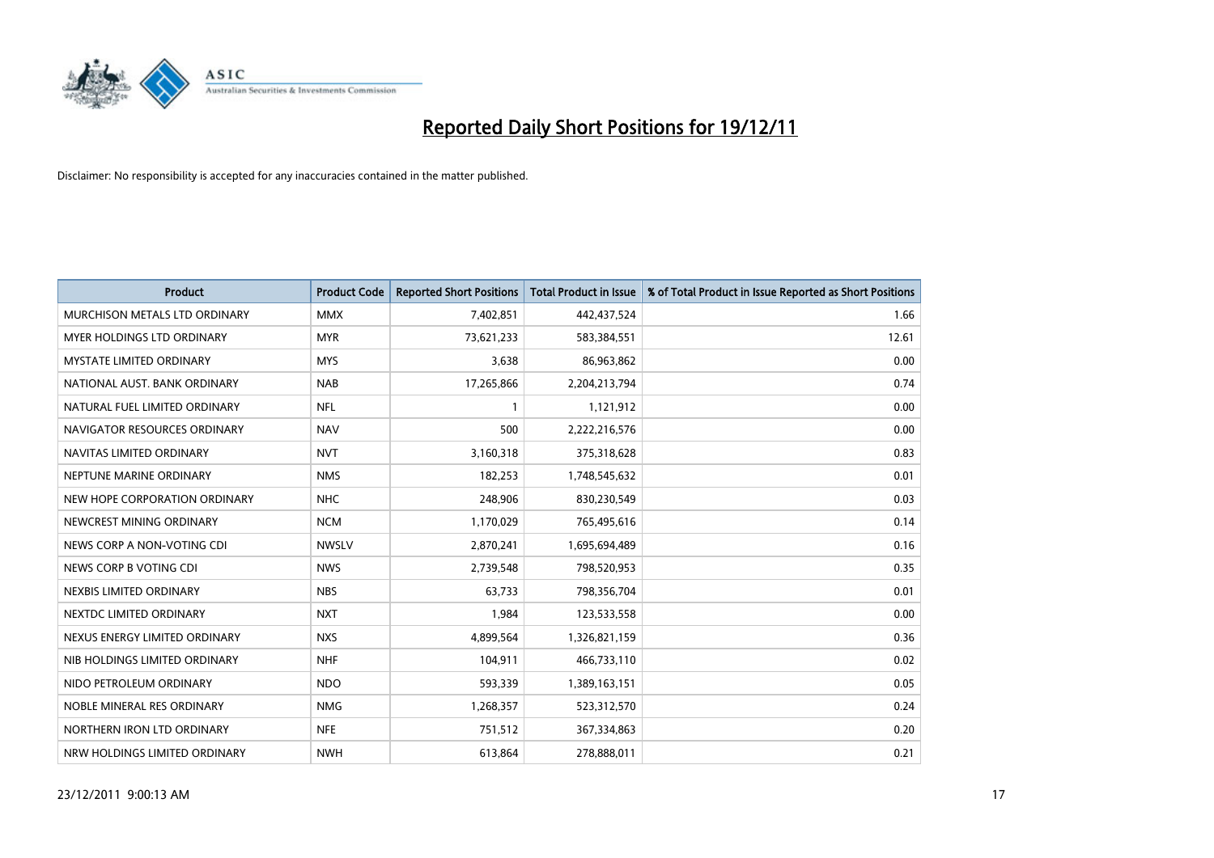# Reported Daily Short Positions for 19/12/11

Disclaimer: No responsibility is accepted for any inaccuracies contained in the matter published.

| Product | Product Code | Reported Short Positions | Total Product in Issue | % of Total Product in Issue Reported as Short Positions |
|---|---|---|---|---|
| MURCHISON METALS LTD ORDINARY | MMX | 7,402,851 | 442,437,524 | 1.66 |
| MYER HOLDINGS LTD ORDINARY | MYR | 73,621,233 | 583,384,551 | 12.61 |
| MYSTATE LIMITED ORDINARY | MYS | 3,638 | 86,963,862 | 0.00 |
| NATIONAL AUST. BANK ORDINARY | NAB | 17,265,866 | 2,204,213,794 | 0.74 |
| NATURAL FUEL LIMITED ORDINARY | NFL | 1 | 1,121,912 | 0.00 |
| NAVIGATOR RESOURCES ORDINARY | NAV | 500 | 2,222,216,576 | 0.00 |
| NAVITAS LIMITED ORDINARY | NVT | 3,160,318 | 375,318,628 | 0.83 |
| NEPTUNE MARINE ORDINARY | NMS | 182,253 | 1,748,545,632 | 0.01 |
| NEW HOPE CORPORATION ORDINARY | NHC | 248,906 | 830,230,549 | 0.03 |
| NEWCREST MINING ORDINARY | NCM | 1,170,029 | 765,495,616 | 0.14 |
| NEWS CORP A NON-VOTING CDI | NWSLV | 2,870,241 | 1,695,694,489 | 0.16 |
| NEWS CORP B VOTING CDI | NWS | 2,739,548 | 798,520,953 | 0.35 |
| NEXBIS LIMITED ORDINARY | NBS | 63,733 | 798,356,704 | 0.01 |
| NEXTDC LIMITED ORDINARY | NXT | 1,984 | 123,533,558 | 0.00 |
| NEXUS ENERGY LIMITED ORDINARY | NXS | 4,899,564 | 1,326,821,159 | 0.36 |
| NIB HOLDINGS LIMITED ORDINARY | NHF | 104,911 | 466,733,110 | 0.02 |
| NIDO PETROLEUM ORDINARY | NDO | 593,339 | 1,389,163,151 | 0.05 |
| NOBLE MINERAL RES ORDINARY | NMG | 1,268,357 | 523,312,570 | 0.24 |
| NORTHERN IRON LTD ORDINARY | NFE | 751,512 | 367,334,863 | 0.20 |
| NRW HOLDINGS LIMITED ORDINARY | NWH | 613,864 | 278,888,011 | 0.21 |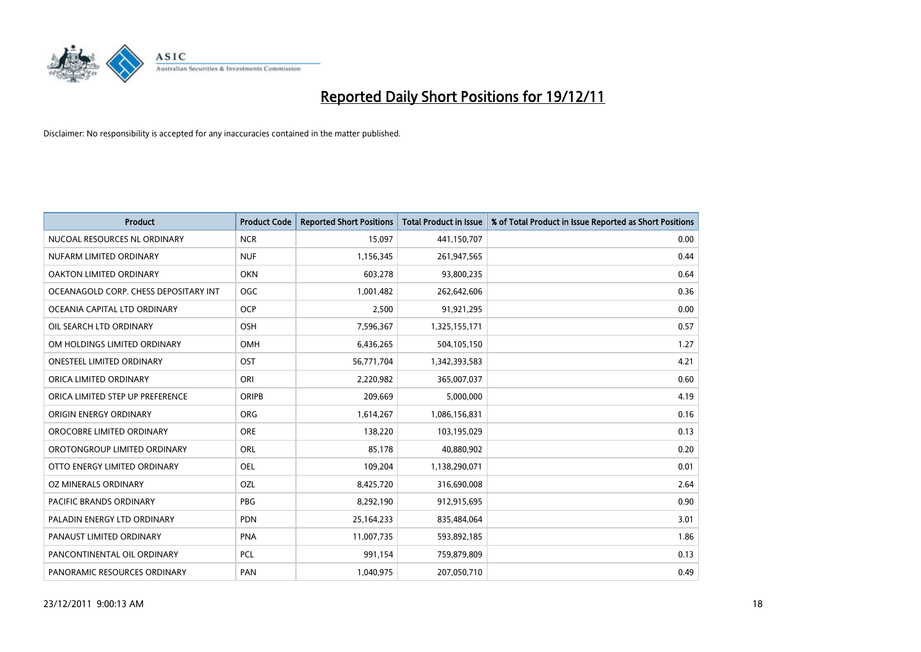# Reported Daily Short Positions for 19/12/11

Disclaimer: No responsibility is accepted for any inaccuracies contained in the matter published.

| Product | Product Code | Reported Short Positions | Total Product in Issue | % of Total Product in Issue Reported as Short Positions |
|---|---|---|---|---|
| NUCOAL RESOURCES NL ORDINARY | NCR | 15,097 | 441,150,707 | 0.00 |
| NUFARM LIMITED ORDINARY | NUF | 1,156,345 | 261,947,565 | 0.44 |
| OAKTON LIMITED ORDINARY | OKN | 603,278 | 93,800,235 | 0.64 |
| OCEANAGOLD CORP. CHESS DEPOSITARY INT | OGC | 1,001,482 | 262,642,606 | 0.36 |
| OCEANIA CAPITAL LTD ORDINARY | OCP | 2,500 | 91,921,295 | 0.00 |
| OIL SEARCH LTD ORDINARY | OSH | 7,596,367 | 1,325,155,171 | 0.57 |
| OM HOLDINGS LIMITED ORDINARY | OMH | 6,436,265 | 504,105,150 | 1.27 |
| ONESTEEL LIMITED ORDINARY | OST | 56,771,704 | 1,342,393,583 | 4.21 |
| ORICA LIMITED ORDINARY | ORI | 2,220,982 | 365,007,037 | 0.60 |
| ORICA LIMITED STEP UP PREFERENCE | ORIPB | 209,669 | 5,000,000 | 4.19 |
| ORIGIN ENERGY ORDINARY | ORG | 1,614,267 | 1,086,156,831 | 0.16 |
| OROCOBRE LIMITED ORDINARY | ORE | 138,220 | 103,195,029 | 0.13 |
| OROTONGROUP LIMITED ORDINARY | ORL | 85,178 | 40,880,902 | 0.20 |
| OTTO ENERGY LIMITED ORDINARY | OEL | 109,204 | 1,138,290,071 | 0.01 |
| OZ MINERALS ORDINARY | OZL | 8,425,720 | 316,690,008 | 2.64 |
| PACIFIC BRANDS ORDINARY | PBG | 8,292,190 | 912,915,695 | 0.90 |
| PALADIN ENERGY LTD ORDINARY | PDN | 25,164,233 | 835,484,064 | 3.01 |
| PANAUST LIMITED ORDINARY | PNA | 11,007,735 | 593,892,185 | 1.86 |
| PANCONTINENTAL OIL ORDINARY | PCL | 991,154 | 759,879,809 | 0.13 |
| PANORAMIC RESOURCES ORDINARY | PAN | 1,040,975 | 207,050,710 | 0.49 |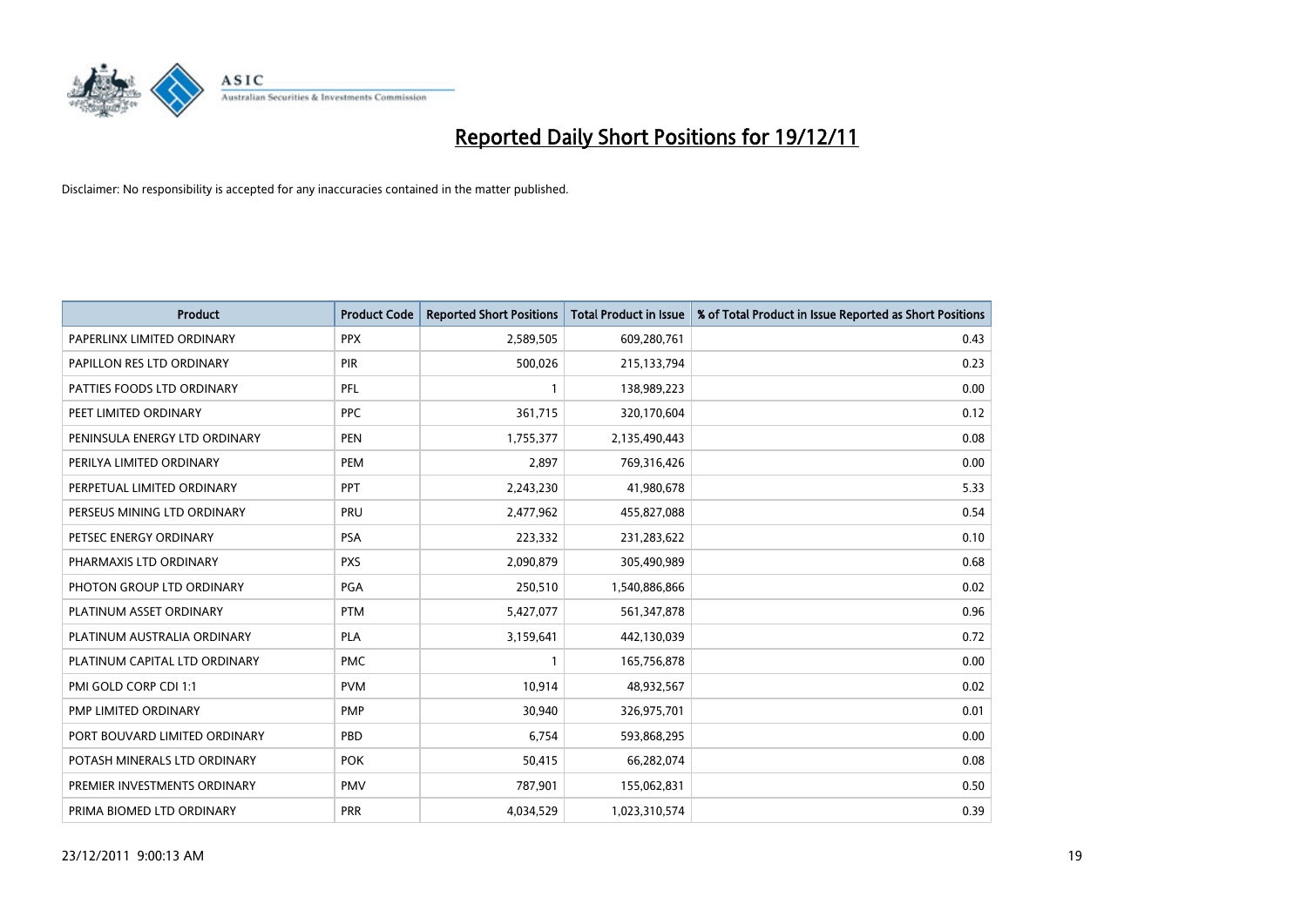# Reported Daily Short Positions for 19/12/11

Disclaimer: No responsibility is accepted for any inaccuracies contained in the matter published.

| Product | Product Code | Reported Short Positions | Total Product in Issue | % of Total Product in Issue Reported as Short Positions |
|---|---|---|---|---|
| PAPERLINX LIMITED ORDINARY | PPX | 2,589,505 | 609,280,761 | 0.43 |
| PAPILLON RES LTD ORDINARY | PIR | 500,026 | 215,133,794 | 0.23 |
| PATTIES FOODS LTD ORDINARY | PFL | 1 | 138,989,223 | 0.00 |
| PEET LIMITED ORDINARY | PPC | 361,715 | 320,170,604 | 0.12 |
| PENINSULA ENERGY LTD ORDINARY | PEN | 1,755,377 | 2,135,490,443 | 0.08 |
| PERILYA LIMITED ORDINARY | PEM | 2,897 | 769,316,426 | 0.00 |
| PERPETUAL LIMITED ORDINARY | PPT | 2,243,230 | 41,980,678 | 5.33 |
| PERSEUS MINING LTD ORDINARY | PRU | 2,477,962 | 455,827,088 | 0.54 |
| PETSEC ENERGY ORDINARY | PSA | 223,332 | 231,283,622 | 0.10 |
| PHARMAXIS LTD ORDINARY | PXS | 2,090,879 | 305,490,989 | 0.68 |
| PHOTON GROUP LTD ORDINARY | PGA | 250,510 | 1,540,886,866 | 0.02 |
| PLATINUM ASSET ORDINARY | PTM | 5,427,077 | 561,347,878 | 0.96 |
| PLATINUM AUSTRALIA ORDINARY | PLA | 3,159,641 | 442,130,039 | 0.72 |
| PLATINUM CAPITAL LTD ORDINARY | PMC | 1 | 165,756,878 | 0.00 |
| PMI GOLD CORP CDI 1:1 | PVM | 10,914 | 48,932,567 | 0.02 |
| PMP LIMITED ORDINARY | PMP | 30,940 | 326,975,701 | 0.01 |
| PORT BOUVARD LIMITED ORDINARY | PBD | 6,754 | 593,868,295 | 0.00 |
| POTASH MINERALS LTD ORDINARY | POK | 50,415 | 66,282,074 | 0.08 |
| PREMIER INVESTMENTS ORDINARY | PMV | 787,901 | 155,062,831 | 0.50 |
| PRIMA BIOMED LTD ORDINARY | PRR | 4,034,529 | 1,023,310,574 | 0.39 |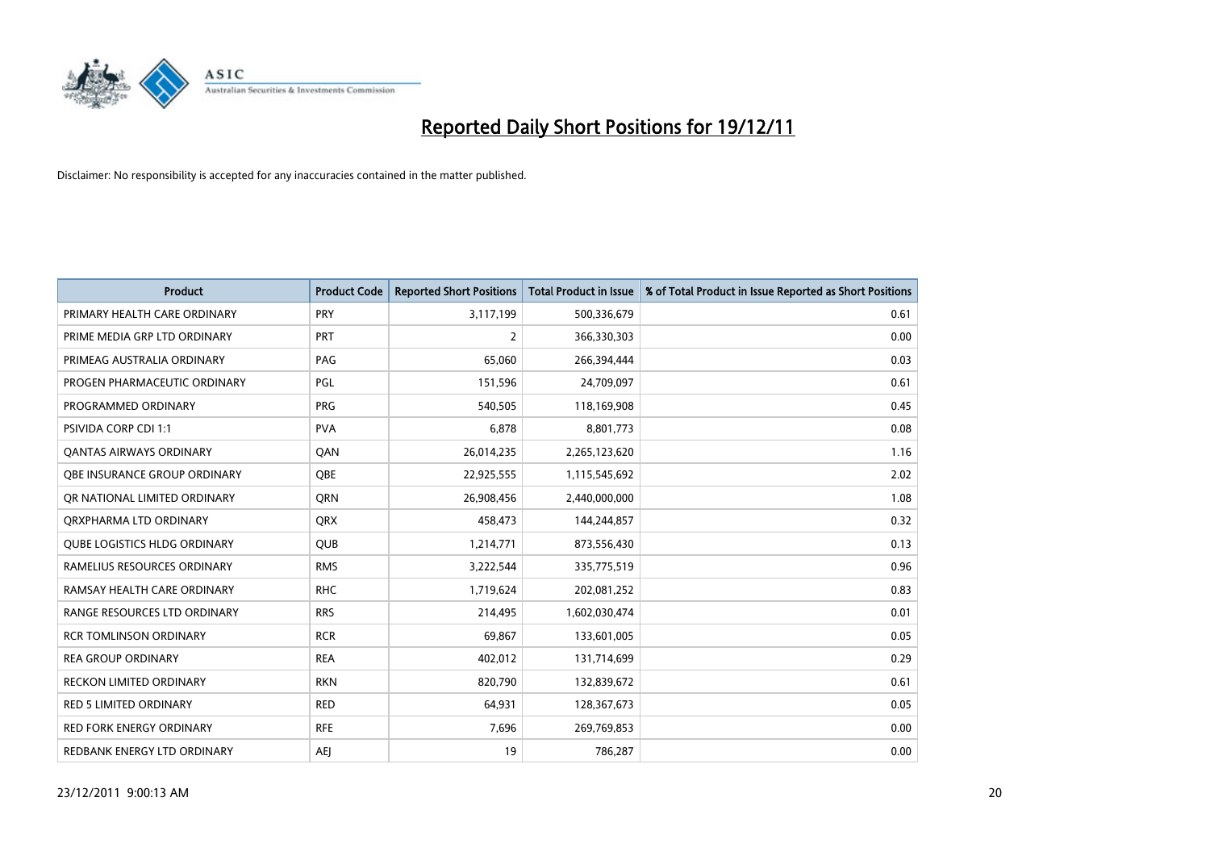# Reported Daily Short Positions for 19/12/11

Disclaimer: No responsibility is accepted for any inaccuracies contained in the matter published.

| Product | Product Code | Reported Short Positions | Total Product in Issue | % of Total Product in Issue Reported as Short Positions |
|---|---|---|---|---|
| PRIMARY HEALTH CARE ORDINARY | PRY | 3,117,199 | 500,336,679 | 0.61 |
| PRIME MEDIA GRP LTD ORDINARY | PRT | 2 | 366,330,303 | 0.00 |
| PRIMEAG AUSTRALIA ORDINARY | PAG | 65,060 | 266,394,444 | 0.03 |
| PROGEN PHARMACEUTIC ORDINARY | PGL | 151,596 | 24,709,097 | 0.61 |
| PROGRAMMED ORDINARY | PRG | 540,505 | 118,169,908 | 0.45 |
| PSIVIDA CORP CDI 1:1 | PVA | 6,878 | 8,801,773 | 0.08 |
| QANTAS AIRWAYS ORDINARY | QAN | 26,014,235 | 2,265,123,620 | 1.16 |
| QBE INSURANCE GROUP ORDINARY | QBE | 22,925,555 | 1,115,545,692 | 2.02 |
| QR NATIONAL LIMITED ORDINARY | QRN | 26,908,456 | 2,440,000,000 | 1.08 |
| QRXPHARMA LTD ORDINARY | QRX | 458,473 | 144,244,857 | 0.32 |
| QUBE LOGISTICS HLDG ORDINARY | QUB | 1,214,771 | 873,556,430 | 0.13 |
| RAMELIUS RESOURCES ORDINARY | RMS | 3,222,544 | 335,775,519 | 0.96 |
| RAMSAY HEALTH CARE ORDINARY | RHC | 1,719,624 | 202,081,252 | 0.83 |
| RANGE RESOURCES LTD ORDINARY | RRS | 214,495 | 1,602,030,474 | 0.01 |
| RCR TOMLINSON ORDINARY | RCR | 69,867 | 133,601,005 | 0.05 |
| REA GROUP ORDINARY | REA | 402,012 | 131,714,699 | 0.29 |
| RECKON LIMITED ORDINARY | RKN | 820,790 | 132,839,672 | 0.61 |
| RED 5 LIMITED ORDINARY | RED | 64,931 | 128,367,673 | 0.05 |
| RED FORK ENERGY ORDINARY | RFE | 7,696 | 269,769,853 | 0.00 |
| REDBANK ENERGY LTD ORDINARY | AEJ | 19 | 786,287 | 0.00 |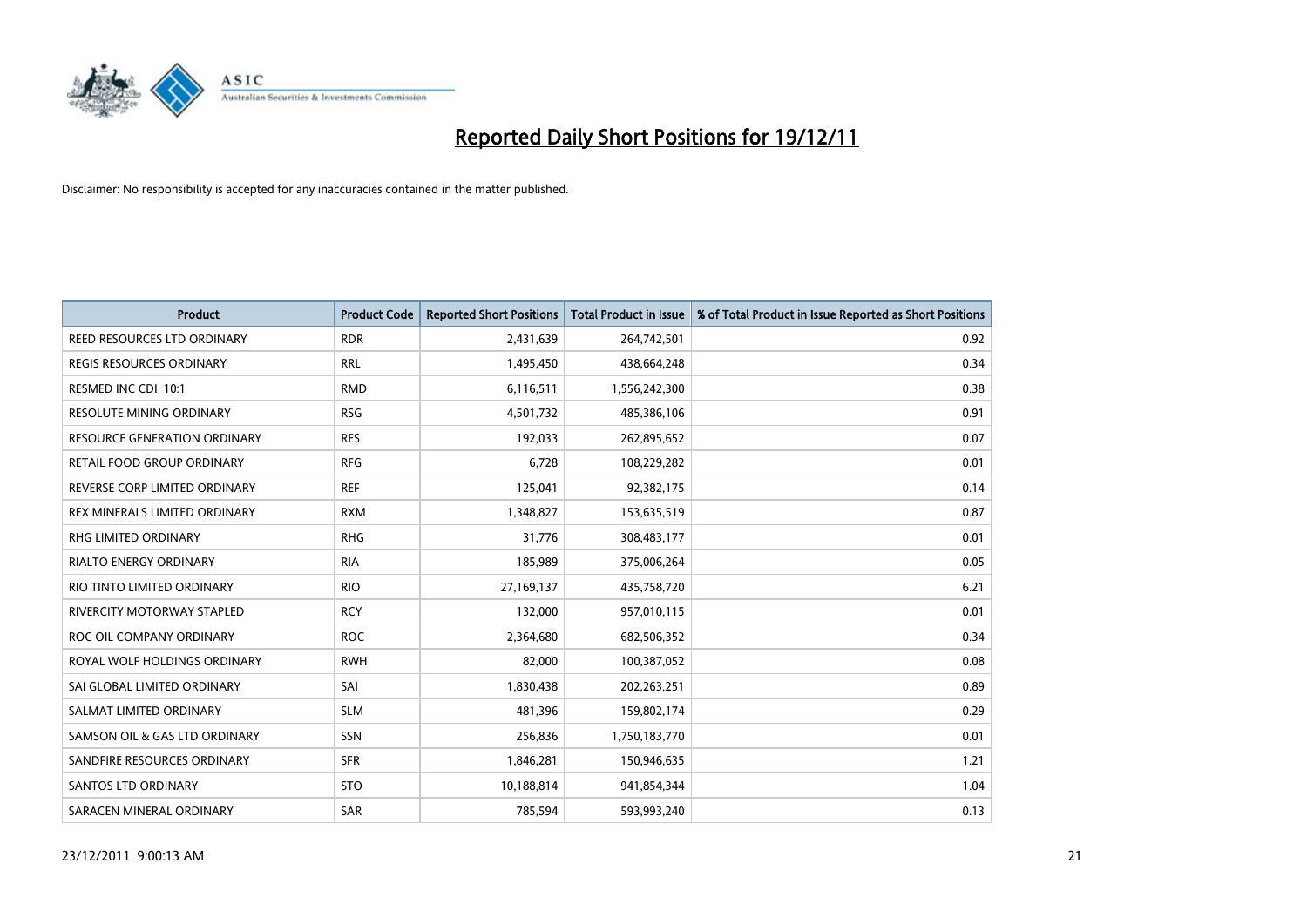# Reported Daily Short Positions for 19/12/11

Disclaimer: No responsibility is accepted for any inaccuracies contained in the matter published.

| Product | Product Code | Reported Short Positions | Total Product in Issue | % of Total Product in Issue Reported as Short Positions |
|---|---|---|---|---|
| REED RESOURCES LTD ORDINARY | RDR | 2,431,639 | 264,742,501 | 0.92 |
| REGIS RESOURCES ORDINARY | RRL | 1,495,450 | 438,664,248 | 0.34 |
| RESMED INC CDI 10:1 | RMD | 6,116,511 | 1,556,242,300 | 0.38 |
| RESOLUTE MINING ORDINARY | RSG | 4,501,732 | 485,386,106 | 0.91 |
| RESOURCE GENERATION ORDINARY | RES | 192,033 | 262,895,652 | 0.07 |
| RETAIL FOOD GROUP ORDINARY | RFG | 6,728 | 108,229,282 | 0.01 |
| REVERSE CORP LIMITED ORDINARY | REF | 125,041 | 92,382,175 | 0.14 |
| REX MINERALS LIMITED ORDINARY | RXM | 1,348,827 | 153,635,519 | 0.87 |
| RHG LIMITED ORDINARY | RHG | 31,776 | 308,483,177 | 0.01 |
| RIALTO ENERGY ORDINARY | RIA | 185,989 | 375,006,264 | 0.05 |
| RIO TINTO LIMITED ORDINARY | RIO | 27,169,137 | 435,758,720 | 6.21 |
| RIVERCITY MOTORWAY STAPLED | RCY | 132,000 | 957,010,115 | 0.01 |
| ROC OIL COMPANY ORDINARY | ROC | 2,364,680 | 682,506,352 | 0.34 |
| ROYAL WOLF HOLDINGS ORDINARY | RWH | 82,000 | 100,387,052 | 0.08 |
| SAI GLOBAL LIMITED ORDINARY | SAI | 1,830,438 | 202,263,251 | 0.89 |
| SALMAT LIMITED ORDINARY | SLM | 481,396 | 159,802,174 | 0.29 |
| SAMSON OIL & GAS LTD ORDINARY | SSN | 256,836 | 1,750,183,770 | 0.01 |
| SANDFIRE RESOURCES ORDINARY | SFR | 1,846,281 | 150,946,635 | 1.21 |
| SANTOS LTD ORDINARY | STO | 10,188,814 | 941,854,344 | 1.04 |
| SARACEN MINERAL ORDINARY | SAR | 785,594 | 593,993,240 | 0.13 |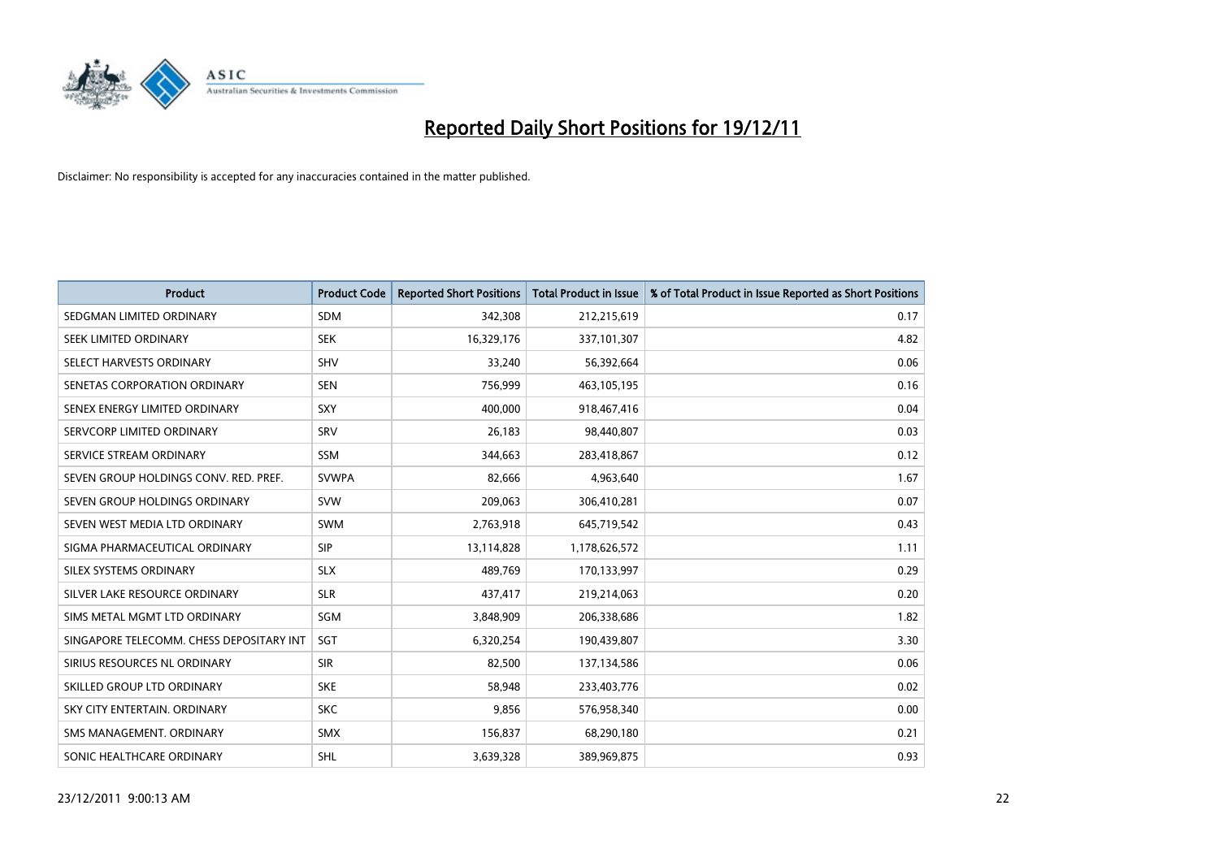# Reported Daily Short Positions for 19/12/11

Disclaimer: No responsibility is accepted for any inaccuracies contained in the matter published.

| Product | Product Code | Reported Short Positions | Total Product in Issue | % of Total Product in Issue Reported as Short Positions |
|---|---|---|---|---|
| SEDGMAN LIMITED ORDINARY | SDM | 342,308 | 212,215,619 | 0.17 |
| SEEK LIMITED ORDINARY | SEK | 16,329,176 | 337,101,307 | 4.82 |
| SELECT HARVESTS ORDINARY | SHV | 33,240 | 56,392,664 | 0.06 |
| SENETAS CORPORATION ORDINARY | SEN | 756,999 | 463,105,195 | 0.16 |
| SENEX ENERGY LIMITED ORDINARY | SXY | 400,000 | 918,467,416 | 0.04 |
| SERVCORP LIMITED ORDINARY | SRV | 26,183 | 98,440,807 | 0.03 |
| SERVICE STREAM ORDINARY | SSM | 344,663 | 283,418,867 | 0.12 |
| SEVEN GROUP HOLDINGS CONV. RED. PREF. | SVWPA | 82,666 | 4,963,640 | 1.67 |
| SEVEN GROUP HOLDINGS ORDINARY | SVW | 209,063 | 306,410,281 | 0.07 |
| SEVEN WEST MEDIA LTD ORDINARY | SWM | 2,763,918 | 645,719,542 | 0.43 |
| SIGMA PHARMACEUTICAL ORDINARY | SIP | 13,114,828 | 1,178,626,572 | 1.11 |
| SILEX SYSTEMS ORDINARY | SLX | 489,769 | 170,133,997 | 0.29 |
| SILVER LAKE RESOURCE ORDINARY | SLR | 437,417 | 219,214,063 | 0.20 |
| SIMS METAL MGMT LTD ORDINARY | SGM | 3,848,909 | 206,338,686 | 1.82 |
| SINGAPORE TELECOMM. CHESS DEPOSITARY INT | SGT | 6,320,254 | 190,439,807 | 3.30 |
| SIRIUS RESOURCES NL ORDINARY | SIR | 82,500 | 137,134,586 | 0.06 |
| SKILLED GROUP LTD ORDINARY | SKE | 58,948 | 233,403,776 | 0.02 |
| SKY CITY ENTERTAIN. ORDINARY | SKC | 9,856 | 576,958,340 | 0.00 |
| SMS MANAGEMENT. ORDINARY | SMX | 156,837 | 68,290,180 | 0.21 |
| SONIC HEALTHCARE ORDINARY | SHL | 3,639,328 | 389,969,875 | 0.93 |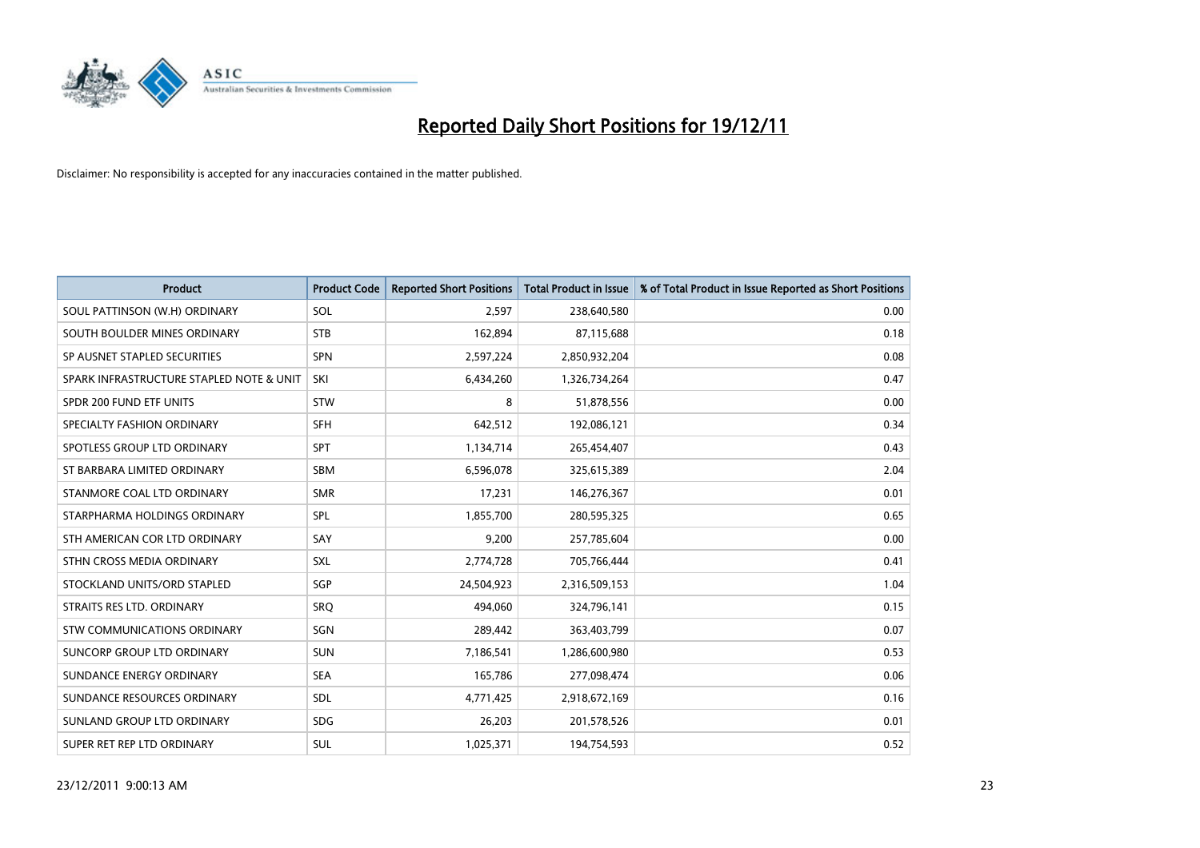# Reported Daily Short Positions for 19/12/11

Disclaimer: No responsibility is accepted for any inaccuracies contained in the matter published.

| Product | Product Code | Reported Short Positions | Total Product in Issue | % of Total Product in Issue Reported as Short Positions |
|---|---|---|---|---|
| SOUL PATTINSON (W.H) ORDINARY | SOL | 2,597 | 238,640,580 | 0.00 |
| SOUTH BOULDER MINES ORDINARY | STB | 162,894 | 87,115,688 | 0.18 |
| SP AUSNET STAPLED SECURITIES | SPN | 2,597,224 | 2,850,932,204 | 0.08 |
| SPARK INFRASTRUCTURE STAPLED NOTE & UNIT | SKI | 6,434,260 | 1,326,734,264 | 0.47 |
| SPDR 200 FUND ETF UNITS | STW | 8 | 51,878,556 | 0.00 |
| SPECIALTY FASHION ORDINARY | SFH | 642,512 | 192,086,121 | 0.34 |
| SPOTLESS GROUP LTD ORDINARY | SPT | 1,134,714 | 265,454,407 | 0.43 |
| ST BARBARA LIMITED ORDINARY | SBM | 6,596,078 | 325,615,389 | 2.04 |
| STANMORE COAL LTD ORDINARY | SMR | 17,231 | 146,276,367 | 0.01 |
| STARPHARMA HOLDINGS ORDINARY | SPL | 1,855,700 | 280,595,325 | 0.65 |
| STH AMERICAN COR LTD ORDINARY | SAY | 9,200 | 257,785,604 | 0.00 |
| STHN CROSS MEDIA ORDINARY | SXL | 2,774,728 | 705,766,444 | 0.41 |
| STOCKLAND UNITS/ORD STAPLED | SGP | 24,504,923 | 2,316,509,153 | 1.04 |
| STRAITS RES LTD. ORDINARY | SRQ | 494,060 | 324,796,141 | 0.15 |
| STW COMMUNICATIONS ORDINARY | SGN | 289,442 | 363,403,799 | 0.07 |
| SUNCORP GROUP LTD ORDINARY | SUN | 7,186,541 | 1,286,600,980 | 0.53 |
| SUNDANCE ENERGY ORDINARY | SEA | 165,786 | 277,098,474 | 0.06 |
| SUNDANCE RESOURCES ORDINARY | SDL | 4,771,425 | 2,918,672,169 | 0.16 |
| SUNLAND GROUP LTD ORDINARY | SDG | 26,203 | 201,578,526 | 0.01 |
| SUPER RET REP LTD ORDINARY | SUL | 1,025,371 | 194,754,593 | 0.52 |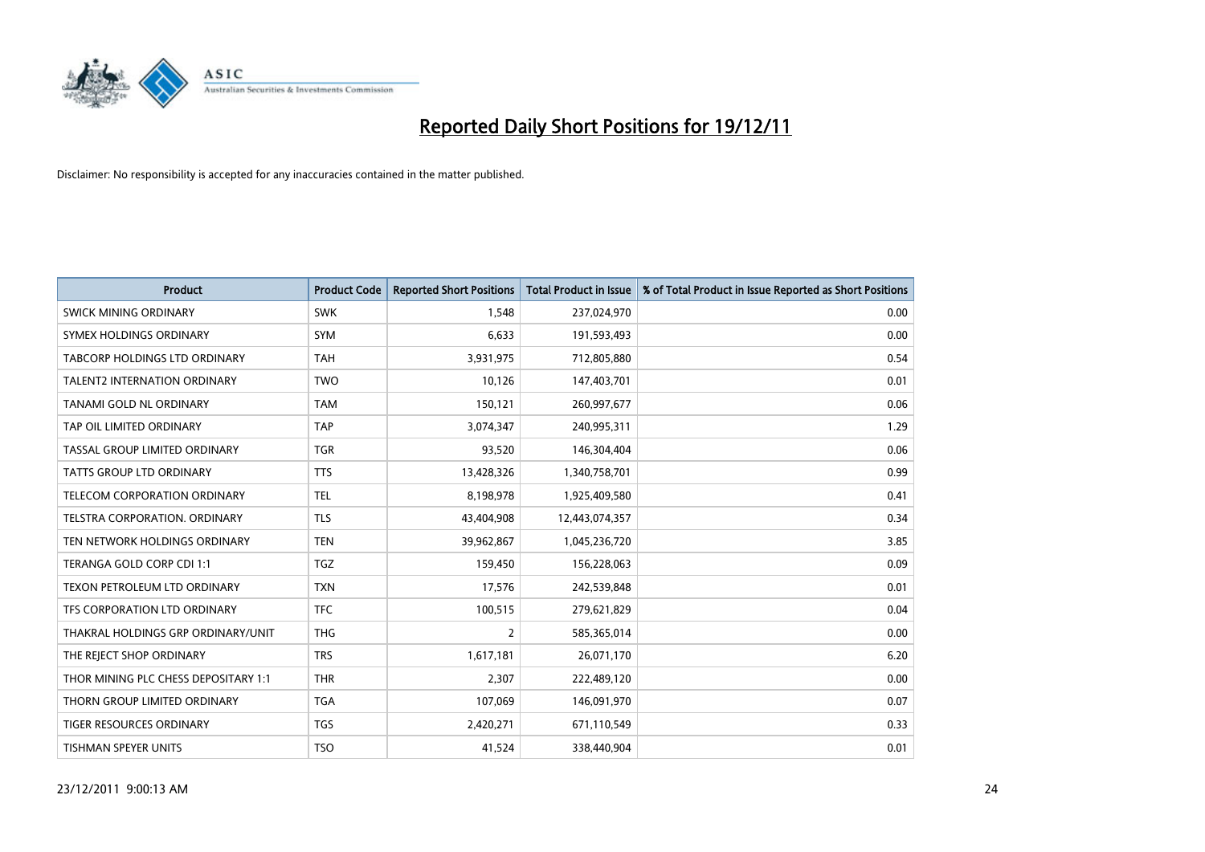# Reported Daily Short Positions for 19/12/11

Disclaimer: No responsibility is accepted for any inaccuracies contained in the matter published.

| Product | Product Code | Reported Short Positions | Total Product in Issue | % of Total Product in Issue Reported as Short Positions |
|---|---|---|---|---|
| SWICK MINING ORDINARY | SWK | 1,548 | 237,024,970 | 0.00 |
| SYMEX HOLDINGS ORDINARY | SYM | 6,633 | 191,593,493 | 0.00 |
| TABCORP HOLDINGS LTD ORDINARY | TAH | 3,931,975 | 712,805,880 | 0.54 |
| TALENT2 INTERNATION ORDINARY | TWO | 10,126 | 147,403,701 | 0.01 |
| TANAMI GOLD NL ORDINARY | TAM | 150,121 | 260,997,677 | 0.06 |
| TAP OIL LIMITED ORDINARY | TAP | 3,074,347 | 240,995,311 | 1.29 |
| TASSAL GROUP LIMITED ORDINARY | TGR | 93,520 | 146,304,404 | 0.06 |
| TATTS GROUP LTD ORDINARY | TTS | 13,428,326 | 1,340,758,701 | 0.99 |
| TELECOM CORPORATION ORDINARY | TEL | 8,198,978 | 1,925,409,580 | 0.41 |
| TELSTRA CORPORATION. ORDINARY | TLS | 43,404,908 | 12,443,074,357 | 0.34 |
| TEN NETWORK HOLDINGS ORDINARY | TEN | 39,962,867 | 1,045,236,720 | 3.85 |
| TERANGA GOLD CORP CDI 1:1 | TGZ | 159,450 | 156,228,063 | 0.09 |
| TEXON PETROLEUM LTD ORDINARY | TXN | 17,576 | 242,539,848 | 0.01 |
| TFS CORPORATION LTD ORDINARY | TFC | 100,515 | 279,621,829 | 0.04 |
| THAKRAL HOLDINGS GRP ORDINARY/UNIT | THG | 2 | 585,365,014 | 0.00 |
| THE REJECT SHOP ORDINARY | TRS | 1,617,181 | 26,071,170 | 6.20 |
| THOR MINING PLC CHESS DEPOSITARY 1:1 | THR | 2,307 | 222,489,120 | 0.00 |
| THORN GROUP LIMITED ORDINARY | TGA | 107,069 | 146,091,970 | 0.07 |
| TIGER RESOURCES ORDINARY | TGS | 2,420,271 | 671,110,549 | 0.33 |
| TISHMAN SPEYER UNITS | TSO | 41,524 | 338,440,904 | 0.01 |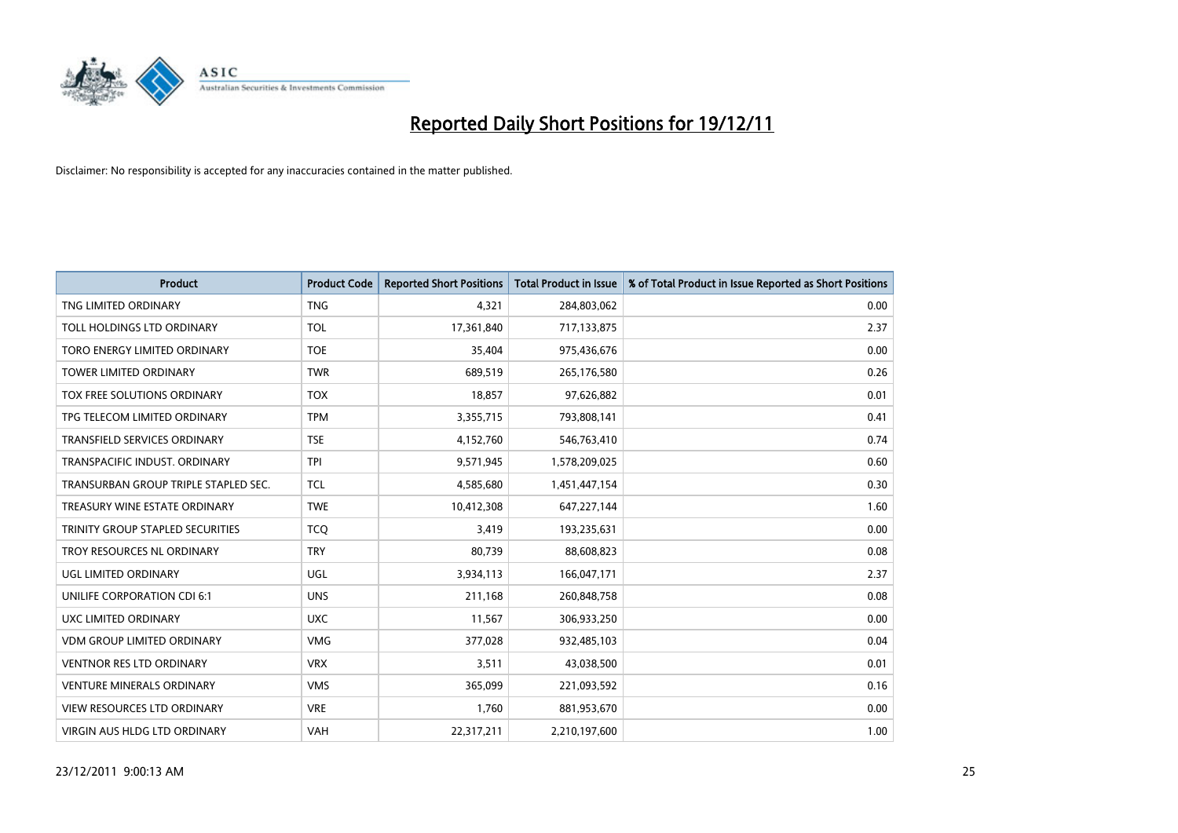# Reported Daily Short Positions for 19/12/11

Disclaimer: No responsibility is accepted for any inaccuracies contained in the matter published.

| Product | Product Code | Reported Short Positions | Total Product in Issue | % of Total Product in Issue Reported as Short Positions |
|---|---|---|---|---|
| TNG LIMITED ORDINARY | TNG | 4,321 | 284,803,062 | 0.00 |
| TOLL HOLDINGS LTD ORDINARY | TOL | 17,361,840 | 717,133,875 | 2.37 |
| TORO ENERGY LIMITED ORDINARY | TOE | 35,404 | 975,436,676 | 0.00 |
| TOWER LIMITED ORDINARY | TWR | 689,519 | 265,176,580 | 0.26 |
| TOX FREE SOLUTIONS ORDINARY | TOX | 18,857 | 97,626,882 | 0.01 |
| TPG TELECOM LIMITED ORDINARY | TPM | 3,355,715 | 793,808,141 | 0.41 |
| TRANSFIELD SERVICES ORDINARY | TSE | 4,152,760 | 546,763,410 | 0.74 |
| TRANSPACIFIC INDUST. ORDINARY | TPI | 9,571,945 | 1,578,209,025 | 0.60 |
| TRANSURBAN GROUP TRIPLE STAPLED SEC. | TCL | 4,585,680 | 1,451,447,154 | 0.30 |
| TREASURY WINE ESTATE ORDINARY | TWE | 10,412,308 | 647,227,144 | 1.60 |
| TRINITY GROUP STAPLED SECURITIES | TCQ | 3,419 | 193,235,631 | 0.00 |
| TROY RESOURCES NL ORDINARY | TRY | 80,739 | 88,608,823 | 0.08 |
| UGL LIMITED ORDINARY | UGL | 3,934,113 | 166,047,171 | 2.37 |
| UNILIFE CORPORATION CDI 6:1 | UNS | 211,168 | 260,848,758 | 0.08 |
| UXC LIMITED ORDINARY | UXC | 11,567 | 306,933,250 | 0.00 |
| VDM GROUP LIMITED ORDINARY | VMG | 377,028 | 932,485,103 | 0.04 |
| VENTNOR RES LTD ORDINARY | VRX | 3,511 | 43,038,500 | 0.01 |
| VENTURE MINERALS ORDINARY | VMS | 365,099 | 221,093,592 | 0.16 |
| VIEW RESOURCES LTD ORDINARY | VRE | 1,760 | 881,953,670 | 0.00 |
| VIRGIN AUS HLDG LTD ORDINARY | VAH | 22,317,211 | 2,210,197,600 | 1.00 |

23/12/2011 9:00:13 AM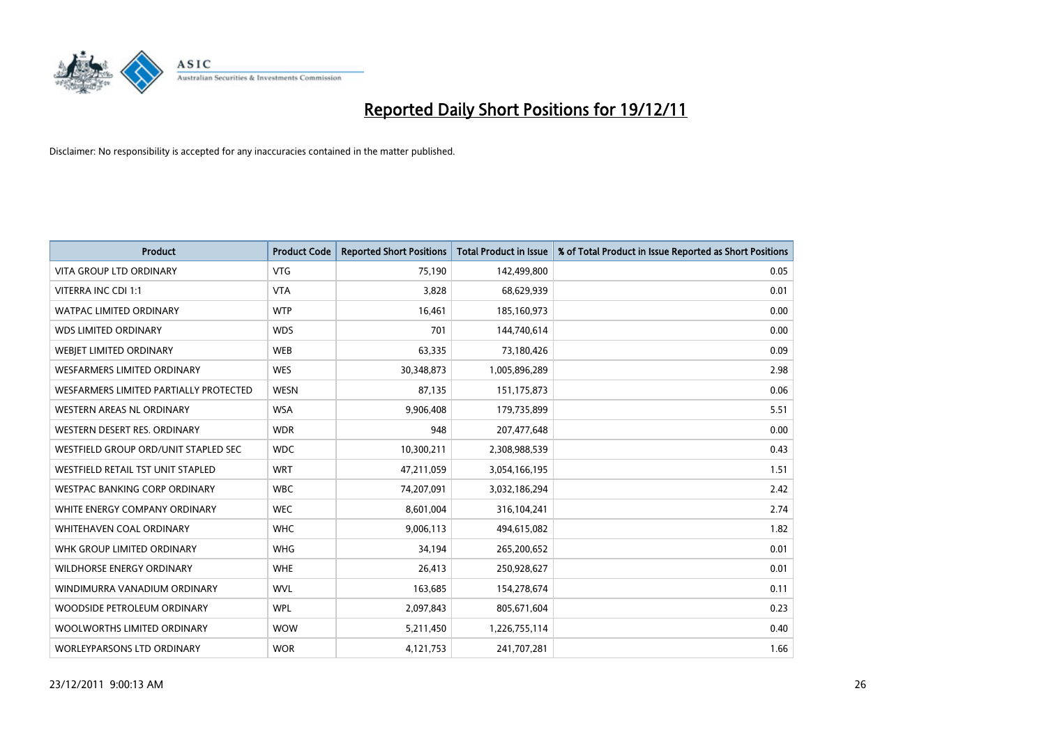# Reported Daily Short Positions for 19/12/11

Disclaimer: No responsibility is accepted for any inaccuracies contained in the matter published.

| Product | Product Code | Reported Short Positions | Total Product in Issue | % of Total Product in Issue Reported as Short Positions |
|---|---|---|---|---|
| VITA GROUP LTD ORDINARY | VTG | 75,190 | 142,499,800 | 0.05 |
| VITERRA INC CDI 1:1 | VTA | 3,828 | 68,629,939 | 0.01 |
| WATPAC LIMITED ORDINARY | WTP | 16,461 | 185,160,973 | 0.00 |
| WDS LIMITED ORDINARY | WDS | 701 | 144,740,614 | 0.00 |
| WEBJET LIMITED ORDINARY | WEB | 63,335 | 73,180,426 | 0.09 |
| WESFARMERS LIMITED ORDINARY | WES | 30,348,873 | 1,005,896,289 | 2.98 |
| WESFARMERS LIMITED PARTIALLY PROTECTED | WESN | 87,135 | 151,175,873 | 0.06 |
| WESTERN AREAS NL ORDINARY | WSA | 9,906,408 | 179,735,899 | 5.51 |
| WESTERN DESERT RES. ORDINARY | WDR | 948 | 207,477,648 | 0.00 |
| WESTFIELD GROUP ORD/UNIT STAPLED SEC | WDC | 10,300,211 | 2,308,988,539 | 0.43 |
| WESTFIELD RETAIL TST UNIT STAPLED | WRT | 47,211,059 | 3,054,166,195 | 1.51 |
| WESTPAC BANKING CORP ORDINARY | WBC | 74,207,091 | 3,032,186,294 | 2.42 |
| WHITE ENERGY COMPANY ORDINARY | WEC | 8,601,004 | 316,104,241 | 2.74 |
| WHITEHAVEN COAL ORDINARY | WHC | 9,006,113 | 494,615,082 | 1.82 |
| WHK GROUP LIMITED ORDINARY | WHG | 34,194 | 265,200,652 | 0.01 |
| WILDHORSE ENERGY ORDINARY | WHE | 26,413 | 250,928,627 | 0.01 |
| WINDIMURRA VANADIUM ORDINARY | WVL | 163,685 | 154,278,674 | 0.11 |
| WOODSIDE PETROLEUM ORDINARY | WPL | 2,097,843 | 805,671,604 | 0.23 |
| WOOLWORTHS LIMITED ORDINARY | WOW | 5,211,450 | 1,226,755,114 | 0.40 |
| WORLEYPARSONS LTD ORDINARY | WOR | 4,121,753 | 241,707,281 | 1.66 |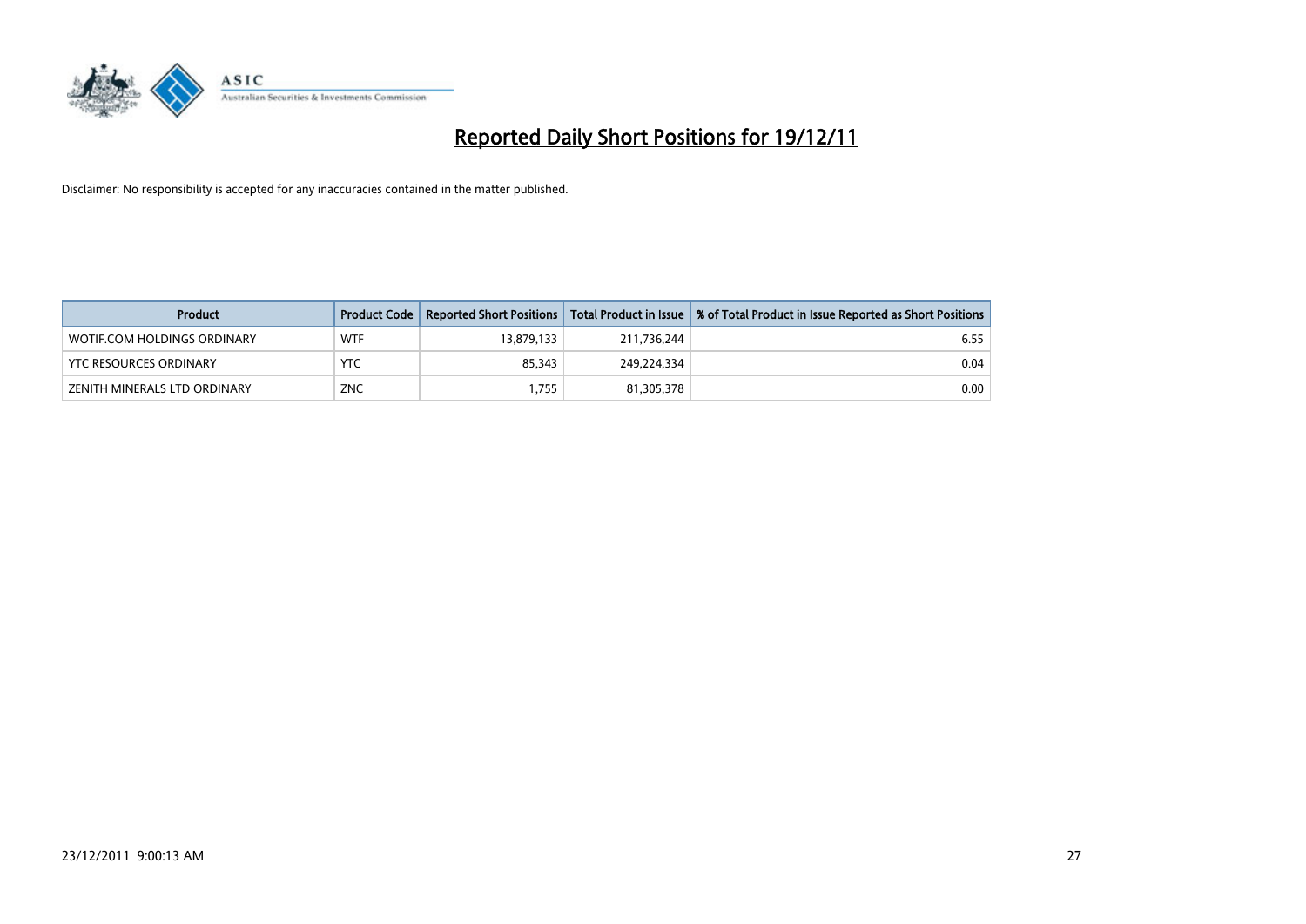# Reported Daily Short Positions for 19/12/11

Disclaimer: No responsibility is accepted for any inaccuracies contained in the matter published.

| Product | Product Code | Reported Short Positions | Total Product in Issue | % of Total Product in Issue Reported as Short Positions |
|---|---|---|---|---|
| WOTIF.COM HOLDINGS ORDINARY | WTF | 13,879,133 | 211,736,244 | 6.55 |
| YTC RESOURCES ORDINARY | YTC | 85,343 | 249,224,334 | 0.04 |
| ZENITH MINERALS LTD ORDINARY | ZNC | 1,755 | 81,305,378 | 0.00 |

23/12/2011 9:00:13 AM